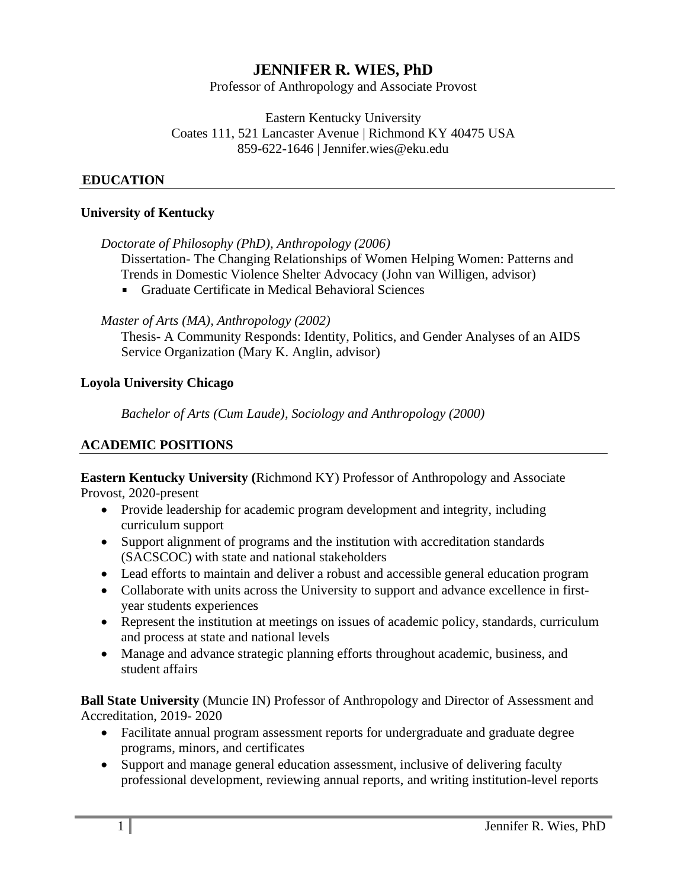# JENNIFER R. WIES, PhD

Professor of Anthropology and Associate Provost

Eastern Kentucky University
Coates 111, 521 Lancaster Avenue | Richmond KY 40475 USA
859-622-1646 | Jennifer.wies@eku.edu

## EDUCATION

**University of Kentucky**

*Doctorate of Philosophy (PhD), Anthropology (2006)*
Dissertation- The Changing Relationships of Women Helping Women: Patterns and Trends in Domestic Violence Shelter Advocacy (John van Willigen, advisor)

- Graduate Certificate in Medical Behavioral Sciences

*Master of Arts (MA), Anthropology (2002)*
Thesis- A Community Responds: Identity, Politics, and Gender Analyses of an AIDS Service Organization (Mary K. Anglin, advisor)

**Loyola University Chicago**

*Bachelor of Arts (Cum Laude), Sociology and Anthropology (2000)*

## ACADEMIC POSITIONS

**Eastern Kentucky University (**Richmond KY) Professor of Anthropology and Associate Provost, 2020-present

- Provide leadership for academic program development and integrity, including curriculum support
- Support alignment of programs and the institution with accreditation standards (SACSCOC) with state and national stakeholders
- Lead efforts to maintain and deliver a robust and accessible general education program
- Collaborate with units across the University to support and advance excellence in first-year students experiences
- Represent the institution at meetings on issues of academic policy, standards, curriculum and process at state and national levels
- Manage and advance strategic planning efforts throughout academic, business, and student affairs

**Ball State University** (Muncie IN) Professor of Anthropology and Director of Assessment and Accreditation, 2019- 2020

- Facilitate annual program assessment reports for undergraduate and graduate degree programs, minors, and certificates
- Support and manage general education assessment, inclusive of delivering faculty professional development, reviewing annual reports, and writing institution-level reports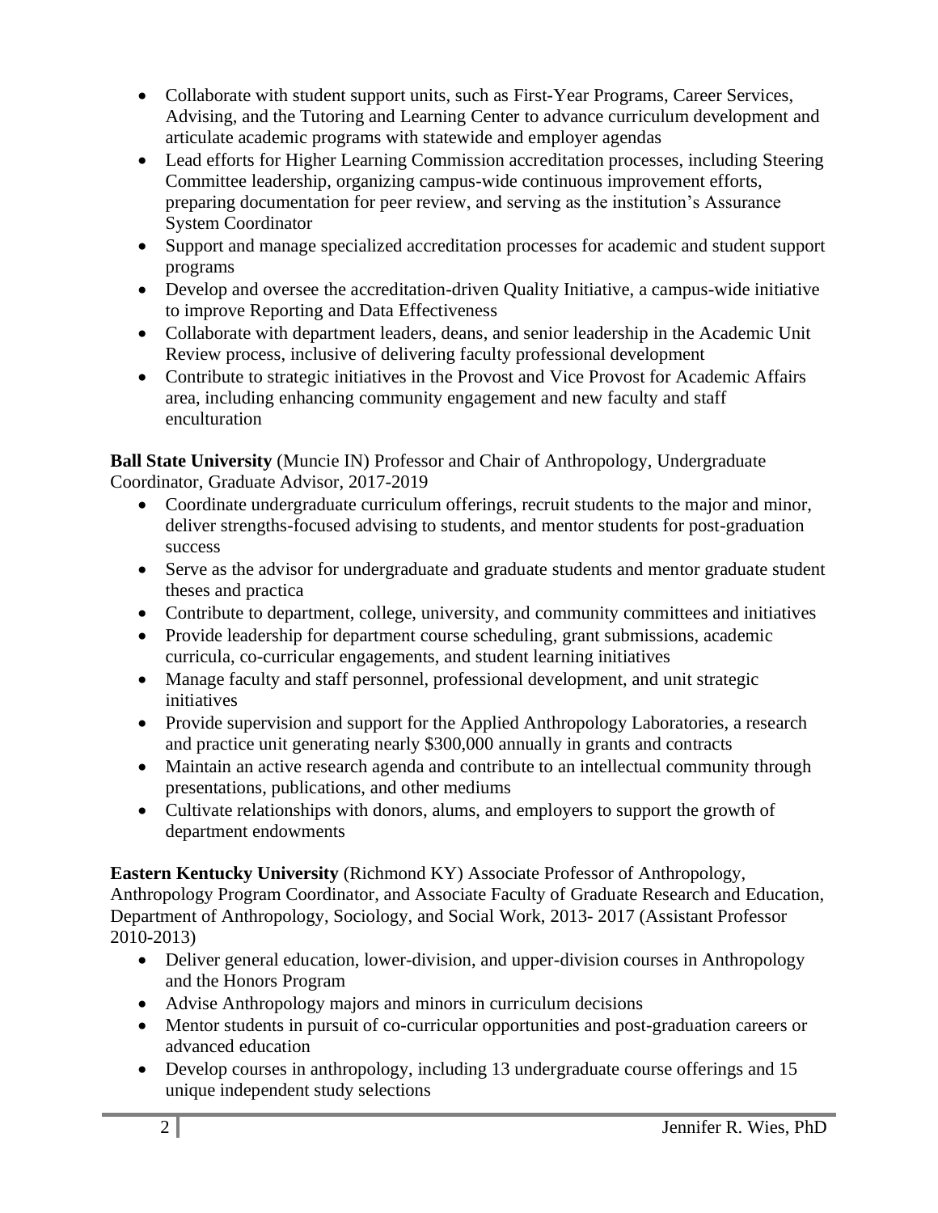- Collaborate with student support units, such as First-Year Programs, Career Services, Advising, and the Tutoring and Learning Center to advance curriculum development and articulate academic programs with statewide and employer agendas
- Lead efforts for Higher Learning Commission accreditation processes, including Steering Committee leadership, organizing campus-wide continuous improvement efforts, preparing documentation for peer review, and serving as the institution's Assurance System Coordinator
- Support and manage specialized accreditation processes for academic and student support programs
- Develop and oversee the accreditation-driven Quality Initiative, a campus-wide initiative to improve Reporting and Data Effectiveness
- Collaborate with department leaders, deans, and senior leadership in the Academic Unit Review process, inclusive of delivering faculty professional development
- Contribute to strategic initiatives in the Provost and Vice Provost for Academic Affairs area, including enhancing community engagement and new faculty and staff enculturation

**Ball State University** (Muncie IN) Professor and Chair of Anthropology, Undergraduate Coordinator, Graduate Advisor, 2017-2019

- Coordinate undergraduate curriculum offerings, recruit students to the major and minor, deliver strengths-focused advising to students, and mentor students for post-graduation success
- Serve as the advisor for undergraduate and graduate students and mentor graduate student theses and practica
- Contribute to department, college, university, and community committees and initiatives
- Provide leadership for department course scheduling, grant submissions, academic curricula, co-curricular engagements, and student learning initiatives
- Manage faculty and staff personnel, professional development, and unit strategic initiatives
- Provide supervision and support for the Applied Anthropology Laboratories, a research and practice unit generating nearly $300,000 annually in grants and contracts
- Maintain an active research agenda and contribute to an intellectual community through presentations, publications, and other mediums
- Cultivate relationships with donors, alums, and employers to support the growth of department endowments

**Eastern Kentucky University** (Richmond KY) Associate Professor of Anthropology, Anthropology Program Coordinator, and Associate Faculty of Graduate Research and Education, Department of Anthropology, Sociology, and Social Work, 2013- 2017 (Assistant Professor 2010-2013)

- Deliver general education, lower-division, and upper-division courses in Anthropology and the Honors Program
- Advise Anthropology majors and minors in curriculum decisions
- Mentor students in pursuit of co-curricular opportunities and post-graduation careers or advanced education
- Develop courses in anthropology, including 13 undergraduate course offerings and 15 unique independent study selections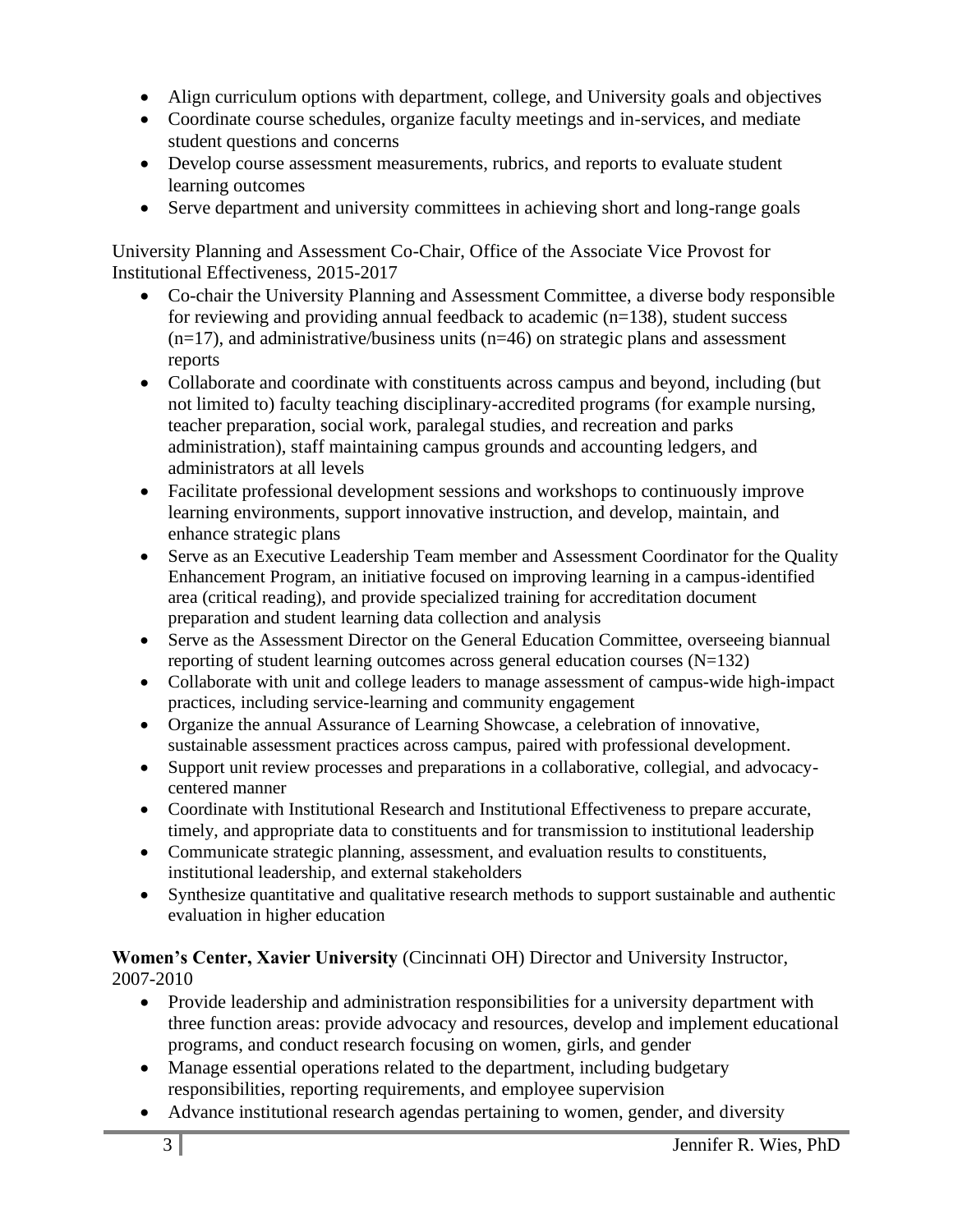- Align curriculum options with department, college, and University goals and objectives
- Coordinate course schedules, organize faculty meetings and in-services, and mediate student questions and concerns
- Develop course assessment measurements, rubrics, and reports to evaluate student learning outcomes
- Serve department and university committees in achieving short and long-range goals

University Planning and Assessment Co-Chair, Office of the Associate Vice Provost for Institutional Effectiveness, 2015-2017

- Co-chair the University Planning and Assessment Committee, a diverse body responsible for reviewing and providing annual feedback to academic (n=138), student success (n=17), and administrative/business units (n=46) on strategic plans and assessment reports
- Collaborate and coordinate with constituents across campus and beyond, including (but not limited to) faculty teaching disciplinary-accredited programs (for example nursing, teacher preparation, social work, paralegal studies, and recreation and parks administration), staff maintaining campus grounds and accounting ledgers, and administrators at all levels
- Facilitate professional development sessions and workshops to continuously improve learning environments, support innovative instruction, and develop, maintain, and enhance strategic plans
- Serve as an Executive Leadership Team member and Assessment Coordinator for the Quality Enhancement Program, an initiative focused on improving learning in a campus-identified area (critical reading), and provide specialized training for accreditation document preparation and student learning data collection and analysis
- Serve as the Assessment Director on the General Education Committee, overseeing biannual reporting of student learning outcomes across general education courses (N=132)
- Collaborate with unit and college leaders to manage assessment of campus-wide high-impact practices, including service-learning and community engagement
- Organize the annual Assurance of Learning Showcase, a celebration of innovative, sustainable assessment practices across campus, paired with professional development.
- Support unit review processes and preparations in a collaborative, collegial, and advocacy-centered manner
- Coordinate with Institutional Research and Institutional Effectiveness to prepare accurate, timely, and appropriate data to constituents and for transmission to institutional leadership
- Communicate strategic planning, assessment, and evaluation results to constituents, institutional leadership, and external stakeholders
- Synthesize quantitative and qualitative research methods to support sustainable and authentic evaluation in higher education

**Women's Center, Xavier University** (Cincinnati OH) Director and University Instructor, 2007-2010

- Provide leadership and administration responsibilities for a university department with three function areas: provide advocacy and resources, develop and implement educational programs, and conduct research focusing on women, girls, and gender
- Manage essential operations related to the department, including budgetary responsibilities, reporting requirements, and employee supervision
- Advance institutional research agendas pertaining to women, gender, and diversity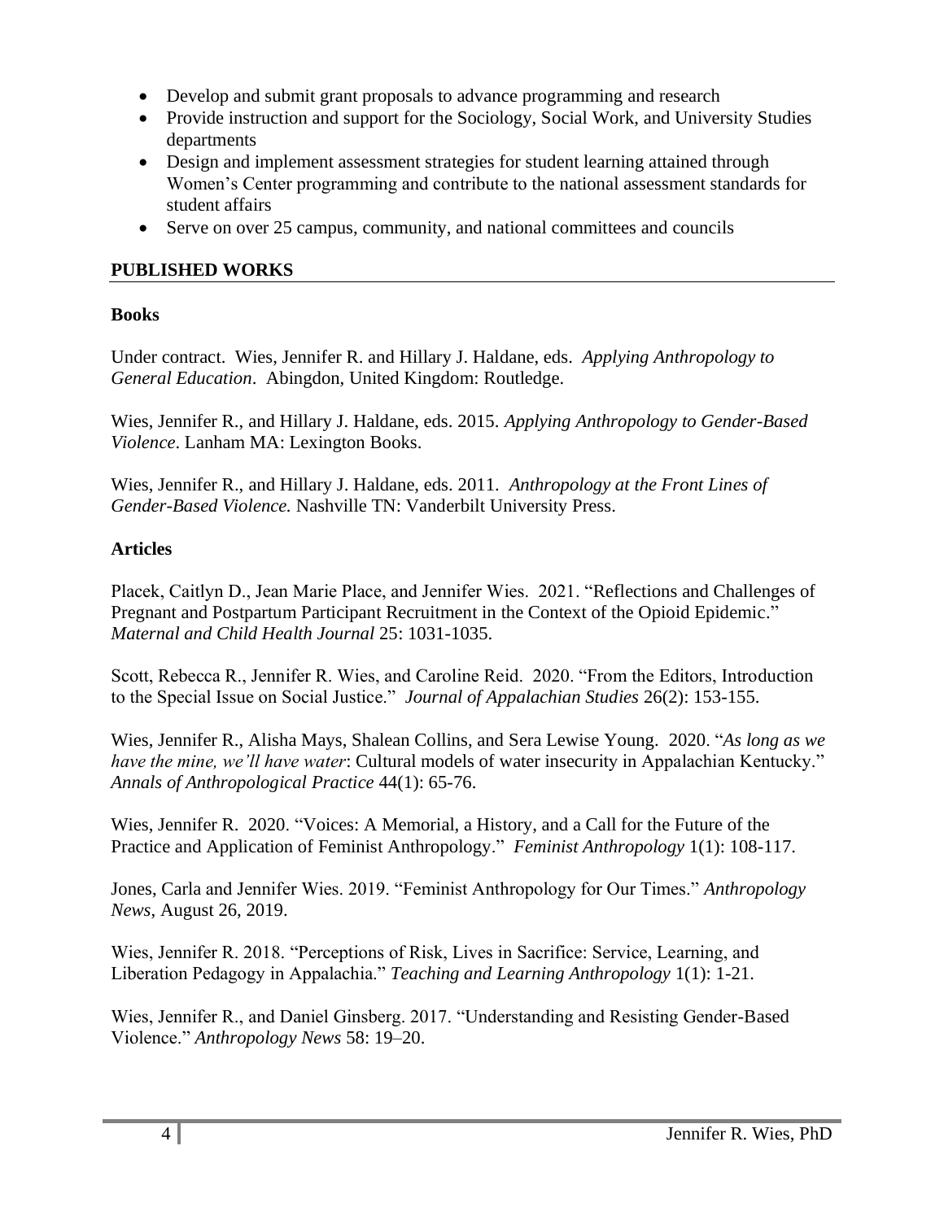- Develop and submit grant proposals to advance programming and research
- Provide instruction and support for the Sociology, Social Work, and University Studies departments
- Design and implement assessment strategies for student learning attained through Women's Center programming and contribute to the national assessment standards for student affairs
- Serve on over 25 campus, community, and national committees and councils

## PUBLISHED WORKS

### Books

Under contract. Wies, Jennifer R. and Hillary J. Haldane, eds. *Applying Anthropology to General Education*. Abingdon, United Kingdom: Routledge.

Wies, Jennifer R., and Hillary J. Haldane, eds. 2015. *Applying Anthropology to Gender-Based Violence*. Lanham MA: Lexington Books.

Wies, Jennifer R., and Hillary J. Haldane, eds. 2011. *Anthropology at the Front Lines of Gender-Based Violence.* Nashville TN: Vanderbilt University Press.

### Articles

Placek, Caitlyn D., Jean Marie Place, and Jennifer Wies. 2021. "Reflections and Challenges of Pregnant and Postpartum Participant Recruitment in the Context of the Opioid Epidemic." *Maternal and Child Health Journal* 25: 1031-1035.

Scott, Rebecca R., Jennifer R. Wies, and Caroline Reid. 2020. "From the Editors, Introduction to the Special Issue on Social Justice." *Journal of Appalachian Studies* 26(2): 153-155.

Wies, Jennifer R., Alisha Mays, Shalean Collins, and Sera Lewise Young. 2020. "*As long as we have the mine, we'll have water*: Cultural models of water insecurity in Appalachian Kentucky." *Annals of Anthropological Practice* 44(1): 65-76.

Wies, Jennifer R. 2020. "Voices: A Memorial, a History, and a Call for the Future of the Practice and Application of Feminist Anthropology." *Feminist Anthropology* 1(1): 108-117.

Jones, Carla and Jennifer Wies. 2019. "Feminist Anthropology for Our Times." *Anthropology News*, August 26, 2019.

Wies, Jennifer R. 2018. "Perceptions of Risk, Lives in Sacrifice: Service, Learning, and Liberation Pedagogy in Appalachia." *Teaching and Learning Anthropology* 1(1): 1-21.

Wies, Jennifer R., and Daniel Ginsberg. 2017. "Understanding and Resisting Gender-Based Violence." *Anthropology News* 58: 19–20.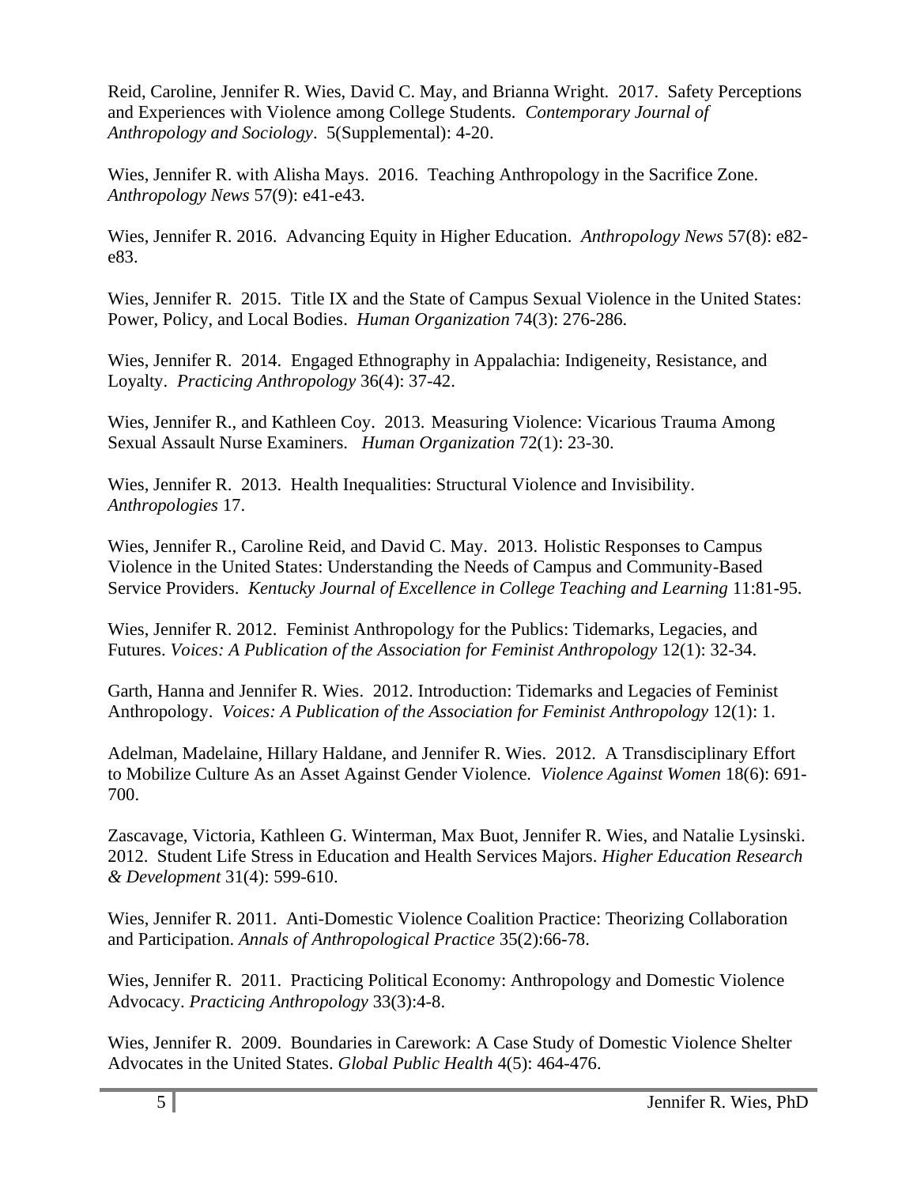Reid, Caroline, Jennifer R. Wies, David C. May, and Brianna Wright. 2017. Safety Perceptions and Experiences with Violence among College Students. *Contemporary Journal of Anthropology and Sociology*. 5(Supplemental): 4-20.

Wies, Jennifer R. with Alisha Mays. 2016. Teaching Anthropology in the Sacrifice Zone. *Anthropology News* 57(9): e41-e43.

Wies, Jennifer R. 2016. Advancing Equity in Higher Education. *Anthropology News* 57(8): e82-e83.

Wies, Jennifer R. 2015. Title IX and the State of Campus Sexual Violence in the United States: Power, Policy, and Local Bodies. *Human Organization* 74(3): 276-286.

Wies, Jennifer R. 2014. Engaged Ethnography in Appalachia: Indigeneity, Resistance, and Loyalty. *Practicing Anthropology* 36(4): 37-42.

Wies, Jennifer R., and Kathleen Coy. 2013. Measuring Violence: Vicarious Trauma Among Sexual Assault Nurse Examiners. *Human Organization* 72(1): 23-30.

Wies, Jennifer R. 2013. Health Inequalities: Structural Violence and Invisibility. *Anthropologies* 17.

Wies, Jennifer R., Caroline Reid, and David C. May. 2013. Holistic Responses to Campus Violence in the United States: Understanding the Needs of Campus and Community-Based Service Providers. *Kentucky Journal of Excellence in College Teaching and Learning* 11:81-95.

Wies, Jennifer R. 2012. Feminist Anthropology for the Publics: Tidemarks, Legacies, and Futures. *Voices: A Publication of the Association for Feminist Anthropology* 12(1): 32-34.

Garth, Hanna and Jennifer R. Wies. 2012. Introduction: Tidemarks and Legacies of Feminist Anthropology. *Voices: A Publication of the Association for Feminist Anthropology* 12(1): 1.

Adelman, Madelaine, Hillary Haldane, and Jennifer R. Wies. 2012. A Transdisciplinary Effort to Mobilize Culture As an Asset Against Gender Violence. *Violence Against Women* 18(6): 691-700.

Zascavage, Victoria, Kathleen G. Winterman, Max Buot, Jennifer R. Wies, and Natalie Lysinski. 2012. Student Life Stress in Education and Health Services Majors. *Higher Education Research & Development* 31(4): 599-610.

Wies, Jennifer R. 2011. Anti-Domestic Violence Coalition Practice: Theorizing Collaboration and Participation. *Annals of Anthropological Practice* 35(2):66-78.

Wies, Jennifer R. 2011. Practicing Political Economy: Anthropology and Domestic Violence Advocacy. *Practicing Anthropology* 33(3):4-8.

Wies, Jennifer R. 2009. Boundaries in Carework: A Case Study of Domestic Violence Shelter Advocates in the United States. *Global Public Health* 4(5): 464-476.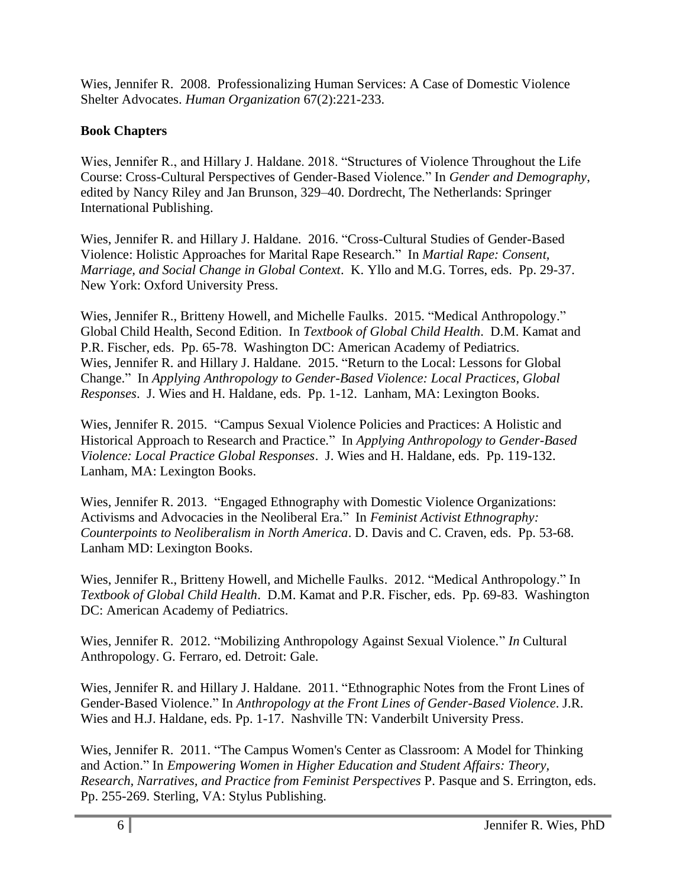Wies, Jennifer R. 2008. Professionalizing Human Services: A Case of Domestic Violence Shelter Advocates. *Human Organization* 67(2):221-233.

**Book Chapters**

Wies, Jennifer R., and Hillary J. Haldane. 2018. "Structures of Violence Throughout the Life Course: Cross-Cultural Perspectives of Gender-Based Violence." In *Gender and Demography*, edited by Nancy Riley and Jan Brunson, 329–40. Dordrecht, The Netherlands: Springer International Publishing.

Wies, Jennifer R. and Hillary J. Haldane. 2016. "Cross-Cultural Studies of Gender-Based Violence: Holistic Approaches for Marital Rape Research." In *Martial Rape: Consent, Marriage, and Social Change in Global Context*. K. Yllo and M.G. Torres, eds. Pp. 29-37. New York: Oxford University Press.

Wies, Jennifer R., Britteny Howell, and Michelle Faulks. 2015. "Medical Anthropology." Global Child Health, Second Edition. In *Textbook of Global Child Health*. D.M. Kamat and P.R. Fischer, eds. Pp. 65-78. Washington DC: American Academy of Pediatrics.

Wies, Jennifer R. and Hillary J. Haldane. 2015. "Return to the Local: Lessons for Global Change." In *Applying Anthropology to Gender-Based Violence: Local Practices, Global Responses*. J. Wies and H. Haldane, eds. Pp. 1-12. Lanham, MA: Lexington Books.

Wies, Jennifer R. 2015. "Campus Sexual Violence Policies and Practices: A Holistic and Historical Approach to Research and Practice." In *Applying Anthropology to Gender-Based Violence: Local Practice Global Responses*. J. Wies and H. Haldane, eds. Pp. 119-132. Lanham, MA: Lexington Books.

Wies, Jennifer R. 2013. "Engaged Ethnography with Domestic Violence Organizations: Activisms and Advocacies in the Neoliberal Era." In *Feminist Activist Ethnography: Counterpoints to Neoliberalism in North America*. D. Davis and C. Craven, eds. Pp. 53-68. Lanham MD: Lexington Books.

Wies, Jennifer R., Britteny Howell, and Michelle Faulks. 2012. "Medical Anthropology." In *Textbook of Global Child Health*. D.M. Kamat and P.R. Fischer, eds. Pp. 69-83. Washington DC: American Academy of Pediatrics.

Wies, Jennifer R. 2012. "Mobilizing Anthropology Against Sexual Violence." *In* Cultural Anthropology. G. Ferraro, ed. Detroit: Gale.

Wies, Jennifer R. and Hillary J. Haldane. 2011. "Ethnographic Notes from the Front Lines of Gender-Based Violence." In *Anthropology at the Front Lines of Gender-Based Violence*. J.R. Wies and H.J. Haldane, eds. Pp. 1-17. Nashville TN: Vanderbilt University Press.

Wies, Jennifer R. 2011. "The Campus Women's Center as Classroom: A Model for Thinking and Action." In *Empowering Women in Higher Education and Student Affairs: Theory, Research, Narratives, and Practice from Feminist Perspectives* P. Pasque and S. Errington, eds. Pp. 255-269. Sterling, VA: Stylus Publishing.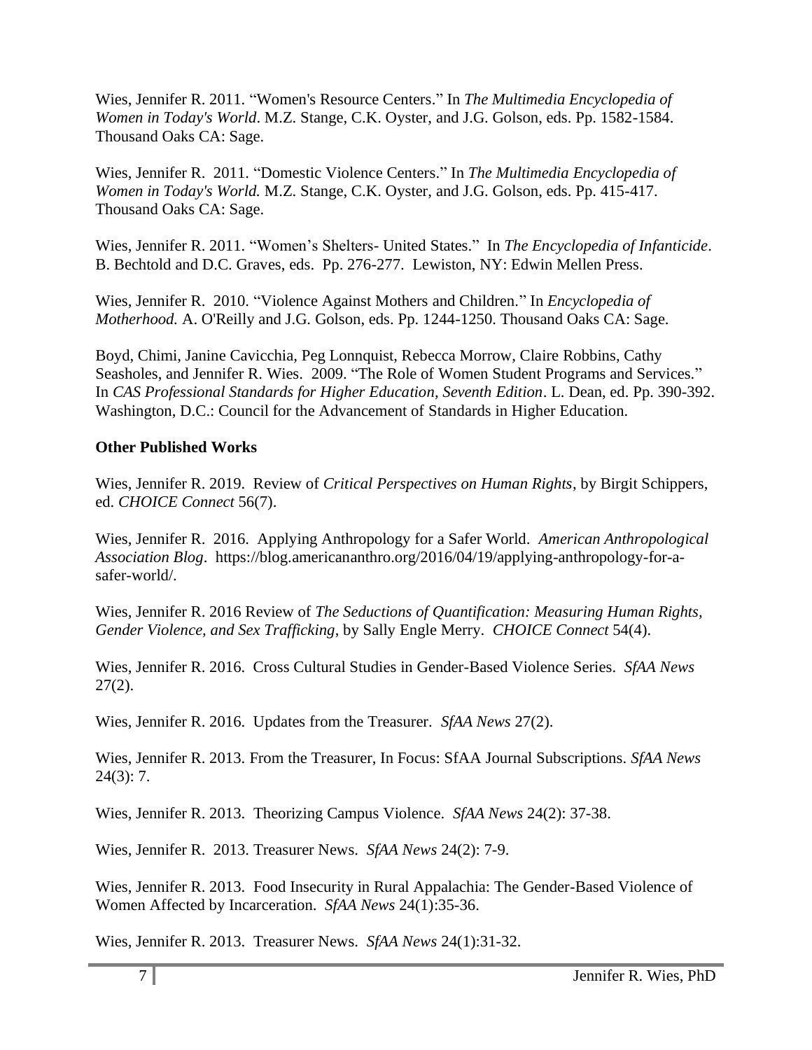Wies, Jennifer R. 2011. “Women's Resource Centers.” In *The Multimedia Encyclopedia of Women in Today's World*. M.Z. Stange, C.K. Oyster, and J.G. Golson, eds. Pp. 1582-1584. Thousand Oaks CA: Sage.

Wies, Jennifer R. 2011. “Domestic Violence Centers.” In *The Multimedia Encyclopedia of Women in Today's World.* M.Z. Stange, C.K. Oyster, and J.G. Golson, eds. Pp. 415-417. Thousand Oaks CA: Sage.

Wies, Jennifer R. 2011. “Women’s Shelters- United States.” In *The Encyclopedia of Infanticide*. B. Bechtold and D.C. Graves, eds. Pp. 276-277. Lewiston, NY: Edwin Mellen Press.

Wies, Jennifer R. 2010. “Violence Against Mothers and Children.” In *Encyclopedia of Motherhood.* A. O'Reilly and J.G. Golson, eds. Pp. 1244-1250. Thousand Oaks CA: Sage.

Boyd, Chimi, Janine Cavicchia, Peg Lonnquist, Rebecca Morrow, Claire Robbins, Cathy Seasholes, and Jennifer R. Wies. 2009. “The Role of Women Student Programs and Services.” In *CAS Professional Standards for Higher Education, Seventh Edition*. L. Dean, ed. Pp. 390-392. Washington, D.C.: Council for the Advancement of Standards in Higher Education.

**Other Published Works**

Wies, Jennifer R. 2019. Review of *Critical Perspectives on Human Rights*, by Birgit Schippers, ed. *CHOICE Connect* 56(7).

Wies, Jennifer R. 2016. Applying Anthropology for a Safer World. *American Anthropological Association Blog*. https://blog.americananthro.org/2016/04/19/applying-anthropology-for-a-safer-world/.

Wies, Jennifer R. 2016 Review of *The Seductions of Quantification: Measuring Human Rights, Gender Violence, and Sex Trafficking*, by Sally Engle Merry. *CHOICE Connect* 54(4).

Wies, Jennifer R. 2016. Cross Cultural Studies in Gender-Based Violence Series. *SfAA News* 27(2).

Wies, Jennifer R. 2016. Updates from the Treasurer. *SfAA News* 27(2).

Wies, Jennifer R. 2013. From the Treasurer, In Focus: SfAA Journal Subscriptions. *SfAA News* 24(3): 7.

Wies, Jennifer R. 2013. Theorizing Campus Violence. *SfAA News* 24(2): 37-38.

Wies, Jennifer R. 2013. Treasurer News. *SfAA News* 24(2): 7-9.

Wies, Jennifer R. 2013. Food Insecurity in Rural Appalachia: The Gender-Based Violence of Women Affected by Incarceration. *SfAA News* 24(1):35-36.

Wies, Jennifer R. 2013. Treasurer News. *SfAA News* 24(1):31-32.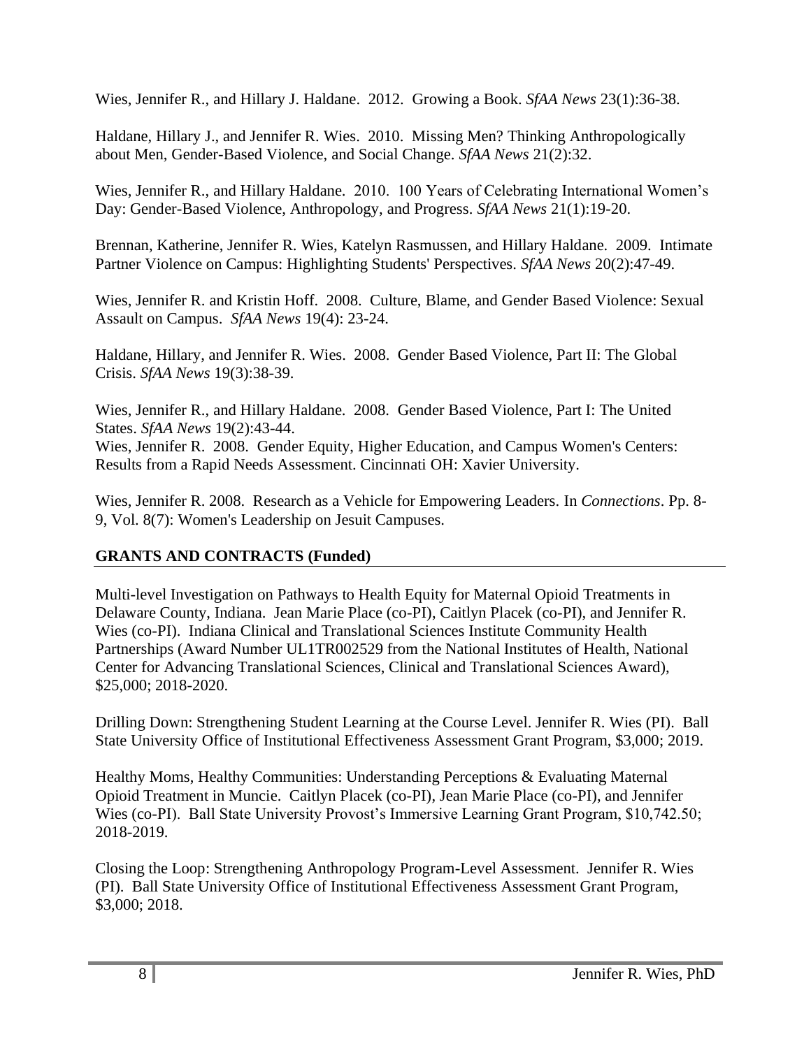Wies, Jennifer R., and Hillary J. Haldane. 2012. Growing a Book. *SfAA News* 23(1):36-38.

Haldane, Hillary J., and Jennifer R. Wies. 2010. Missing Men? Thinking Anthropologically about Men, Gender-Based Violence, and Social Change. *SfAA News* 21(2):32.

Wies, Jennifer R., and Hillary Haldane. 2010. 100 Years of Celebrating International Women's Day: Gender-Based Violence, Anthropology, and Progress. *SfAA News* 21(1):19-20.

Brennan, Katherine, Jennifer R. Wies, Katelyn Rasmussen, and Hillary Haldane. 2009. Intimate Partner Violence on Campus: Highlighting Students' Perspectives. *SfAA News* 20(2):47-49.

Wies, Jennifer R. and Kristin Hoff. 2008. Culture, Blame, and Gender Based Violence: Sexual Assault on Campus. *SfAA News* 19(4): 23-24.

Haldane, Hillary, and Jennifer R. Wies. 2008. Gender Based Violence, Part II: The Global Crisis. *SfAA News* 19(3):38-39.

Wies, Jennifer R., and Hillary Haldane. 2008. Gender Based Violence, Part I: The United States. *SfAA News* 19(2):43-44.

Wies, Jennifer R. 2008. Gender Equity, Higher Education, and Campus Women's Centers: Results from a Rapid Needs Assessment. Cincinnati OH: Xavier University.

Wies, Jennifer R. 2008. Research as a Vehicle for Empowering Leaders. In *Connections*. Pp. 8-9, Vol. 8(7): Women's Leadership on Jesuit Campuses.

## GRANTS AND CONTRACTS (Funded)

Multi-level Investigation on Pathways to Health Equity for Maternal Opioid Treatments in Delaware County, Indiana. Jean Marie Place (co-PI), Caitlyn Placek (co-PI), and Jennifer R. Wies (co-PI). Indiana Clinical and Translational Sciences Institute Community Health Partnerships (Award Number UL1TR002529 from the National Institutes of Health, National Center for Advancing Translational Sciences, Clinical and Translational Sciences Award), $25,000; 2018-2020.

Drilling Down: Strengthening Student Learning at the Course Level. Jennifer R. Wies (PI). Ball State University Office of Institutional Effectiveness Assessment Grant Program, $3,000; 2019.

Healthy Moms, Healthy Communities: Understanding Perceptions & Evaluating Maternal Opioid Treatment in Muncie. Caitlyn Placek (co-PI), Jean Marie Place (co-PI), and Jennifer Wies (co-PI). Ball State University Provost's Immersive Learning Grant Program, $10,742.50; 2018-2019.

Closing the Loop: Strengthening Anthropology Program-Level Assessment. Jennifer R. Wies (PI). Ball State University Office of Institutional Effectiveness Assessment Grant Program, $3,000; 2018.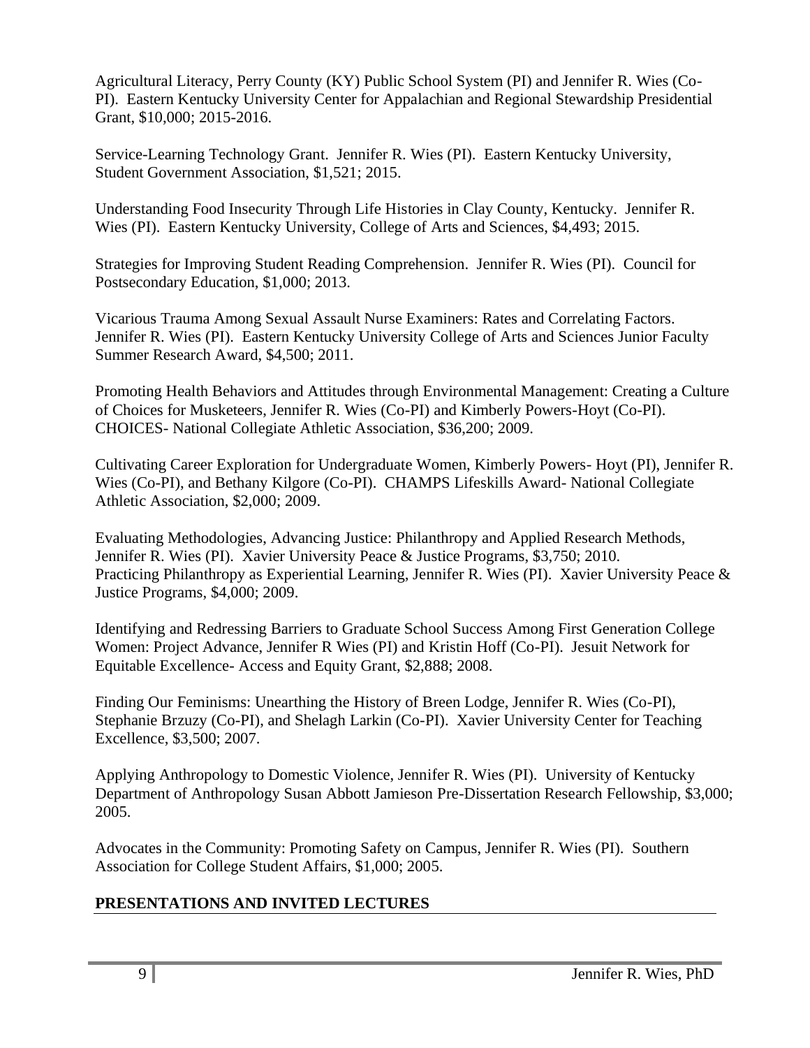Agricultural Literacy, Perry County (KY) Public School System (PI) and Jennifer R. Wies (Co-PI). Eastern Kentucky University Center for Appalachian and Regional Stewardship Presidential Grant, $10,000; 2015-2016.

Service-Learning Technology Grant. Jennifer R. Wies (PI). Eastern Kentucky University, Student Government Association, $1,521; 2015.

Understanding Food Insecurity Through Life Histories in Clay County, Kentucky. Jennifer R. Wies (PI). Eastern Kentucky University, College of Arts and Sciences, $4,493; 2015.

Strategies for Improving Student Reading Comprehension. Jennifer R. Wies (PI). Council for Postsecondary Education, $1,000; 2013.

Vicarious Trauma Among Sexual Assault Nurse Examiners: Rates and Correlating Factors. Jennifer R. Wies (PI). Eastern Kentucky University College of Arts and Sciences Junior Faculty Summer Research Award, $4,500; 2011.

Promoting Health Behaviors and Attitudes through Environmental Management: Creating a Culture of Choices for Musketeers, Jennifer R. Wies (Co-PI) and Kimberly Powers-Hoyt (Co-PI). CHOICES- National Collegiate Athletic Association, $36,200; 2009.

Cultivating Career Exploration for Undergraduate Women, Kimberly Powers- Hoyt (PI), Jennifer R. Wies (Co-PI), and Bethany Kilgore (Co-PI). CHAMPS Lifeskills Award- National Collegiate Athletic Association, $2,000; 2009.

Evaluating Methodologies, Advancing Justice: Philanthropy and Applied Research Methods, Jennifer R. Wies (PI). Xavier University Peace & Justice Programs, $3,750; 2010.
Practicing Philanthropy as Experiential Learning, Jennifer R. Wies (PI). Xavier University Peace & Justice Programs, $4,000; 2009.

Identifying and Redressing Barriers to Graduate School Success Among First Generation College Women: Project Advance, Jennifer R Wies (PI) and Kristin Hoff (Co-PI). Jesuit Network for Equitable Excellence- Access and Equity Grant, $2,888; 2008.

Finding Our Feminisms: Unearthing the History of Breen Lodge, Jennifer R. Wies (Co-PI), Stephanie Brzuzy (Co-PI), and Shelagh Larkin (Co-PI). Xavier University Center for Teaching Excellence, $3,500; 2007.

Applying Anthropology to Domestic Violence, Jennifer R. Wies (PI). University of Kentucky Department of Anthropology Susan Abbott Jamieson Pre-Dissertation Research Fellowship, $3,000; 2005.

Advocates in the Community: Promoting Safety on Campus, Jennifer R. Wies (PI). Southern Association for College Student Affairs, $1,000; 2005.

## PRESENTATIONS AND INVITED LECTURES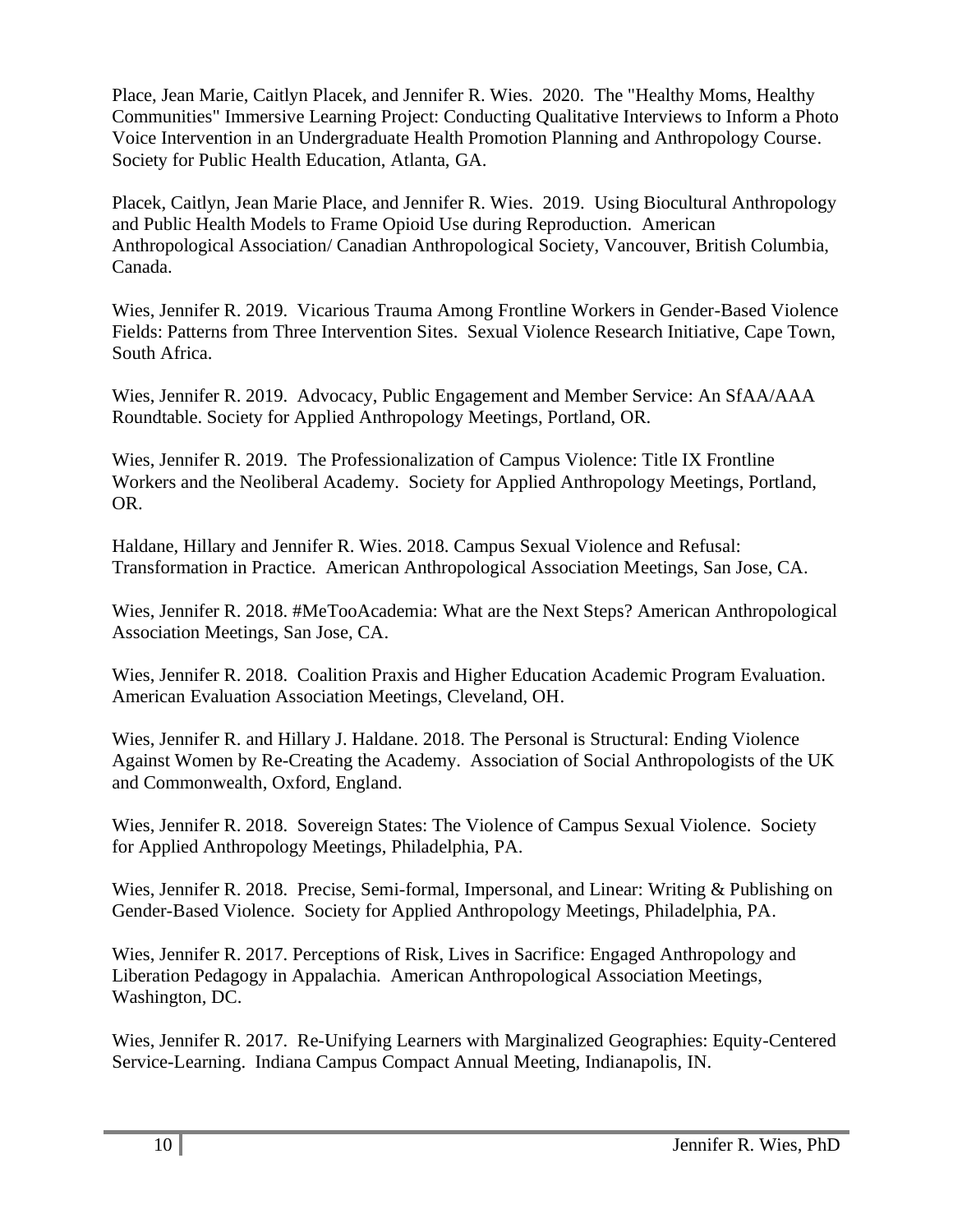Place, Jean Marie, Caitlyn Placek, and Jennifer R. Wies. 2020. The "Healthy Moms, Healthy Communities" Immersive Learning Project: Conducting Qualitative Interviews to Inform a Photo Voice Intervention in an Undergraduate Health Promotion Planning and Anthropology Course. Society for Public Health Education, Atlanta, GA.

Placek, Caitlyn, Jean Marie Place, and Jennifer R. Wies. 2019. Using Biocultural Anthropology and Public Health Models to Frame Opioid Use during Reproduction. American Anthropological Association/ Canadian Anthropological Society, Vancouver, British Columbia, Canada.

Wies, Jennifer R. 2019. Vicarious Trauma Among Frontline Workers in Gender-Based Violence Fields: Patterns from Three Intervention Sites. Sexual Violence Research Initiative, Cape Town, South Africa.

Wies, Jennifer R. 2019. Advocacy, Public Engagement and Member Service: An SfAA/AAA Roundtable. Society for Applied Anthropology Meetings, Portland, OR.

Wies, Jennifer R. 2019. The Professionalization of Campus Violence: Title IX Frontline Workers and the Neoliberal Academy. Society for Applied Anthropology Meetings, Portland, OR.

Haldane, Hillary and Jennifer R. Wies. 2018. Campus Sexual Violence and Refusal: Transformation in Practice. American Anthropological Association Meetings, San Jose, CA.

Wies, Jennifer R. 2018. #MeTooAcademia: What are the Next Steps? American Anthropological Association Meetings, San Jose, CA.

Wies, Jennifer R. 2018. Coalition Praxis and Higher Education Academic Program Evaluation. American Evaluation Association Meetings, Cleveland, OH.

Wies, Jennifer R. and Hillary J. Haldane. 2018. The Personal is Structural: Ending Violence Against Women by Re-Creating the Academy. Association of Social Anthropologists of the UK and Commonwealth, Oxford, England.

Wies, Jennifer R. 2018. Sovereign States: The Violence of Campus Sexual Violence. Society for Applied Anthropology Meetings, Philadelphia, PA.

Wies, Jennifer R. 2018. Precise, Semi-formal, Impersonal, and Linear: Writing & Publishing on Gender-Based Violence. Society for Applied Anthropology Meetings, Philadelphia, PA.

Wies, Jennifer R. 2017. Perceptions of Risk, Lives in Sacrifice: Engaged Anthropology and Liberation Pedagogy in Appalachia. American Anthropological Association Meetings, Washington, DC.

Wies, Jennifer R. 2017. Re-Unifying Learners with Marginalized Geographies: Equity-Centered Service-Learning. Indiana Campus Compact Annual Meeting, Indianapolis, IN.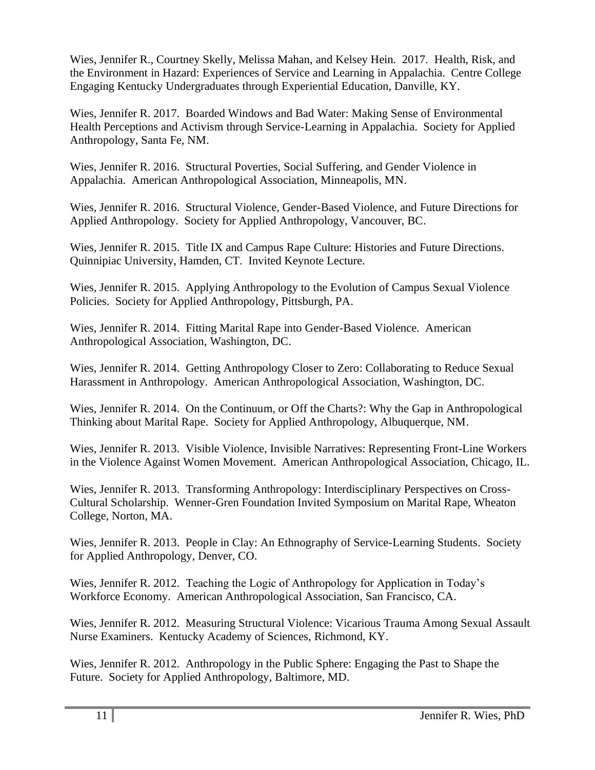Wies, Jennifer R., Courtney Skelly, Melissa Mahan, and Kelsey Hein. 2017. Health, Risk, and the Environment in Hazard: Experiences of Service and Learning in Appalachia. Centre College Engaging Kentucky Undergraduates through Experiential Education, Danville, KY.

Wies, Jennifer R. 2017. Boarded Windows and Bad Water: Making Sense of Environmental Health Perceptions and Activism through Service-Learning in Appalachia. Society for Applied Anthropology, Santa Fe, NM.

Wies, Jennifer R. 2016. Structural Poverties, Social Suffering, and Gender Violence in Appalachia. American Anthropological Association, Minneapolis, MN.

Wies, Jennifer R. 2016. Structural Violence, Gender-Based Violence, and Future Directions for Applied Anthropology. Society for Applied Anthropology, Vancouver, BC.

Wies, Jennifer R. 2015. Title IX and Campus Rape Culture: Histories and Future Directions. Quinnipiac University, Hamden, CT. Invited Keynote Lecture.

Wies, Jennifer R. 2015. Applying Anthropology to the Evolution of Campus Sexual Violence Policies. Society for Applied Anthropology, Pittsburgh, PA.

Wies, Jennifer R. 2014. Fitting Marital Rape into Gender-Based Violence. American Anthropological Association, Washington, DC.

Wies, Jennifer R. 2014. Getting Anthropology Closer to Zero: Collaborating to Reduce Sexual Harassment in Anthropology. American Anthropological Association, Washington, DC.

Wies, Jennifer R. 2014. On the Continuum, or Off the Charts?: Why the Gap in Anthropological Thinking about Marital Rape. Society for Applied Anthropology, Albuquerque, NM.

Wies, Jennifer R. 2013. Visible Violence, Invisible Narratives: Representing Front-Line Workers in the Violence Against Women Movement. American Anthropological Association, Chicago, IL.

Wies, Jennifer R. 2013. Transforming Anthropology: Interdisciplinary Perspectives on Cross-Cultural Scholarship. Wenner-Gren Foundation Invited Symposium on Marital Rape, Wheaton College, Norton, MA.

Wies, Jennifer R. 2013. People in Clay: An Ethnography of Service-Learning Students. Society for Applied Anthropology, Denver, CO.

Wies, Jennifer R. 2012. Teaching the Logic of Anthropology for Application in Today's Workforce Economy. American Anthropological Association, San Francisco, CA.

Wies, Jennifer R. 2012. Measuring Structural Violence: Vicarious Trauma Among Sexual Assault Nurse Examiners. Kentucky Academy of Sciences, Richmond, KY.

Wies, Jennifer R. 2012. Anthropology in the Public Sphere: Engaging the Past to Shape the Future. Society for Applied Anthropology, Baltimore, MD.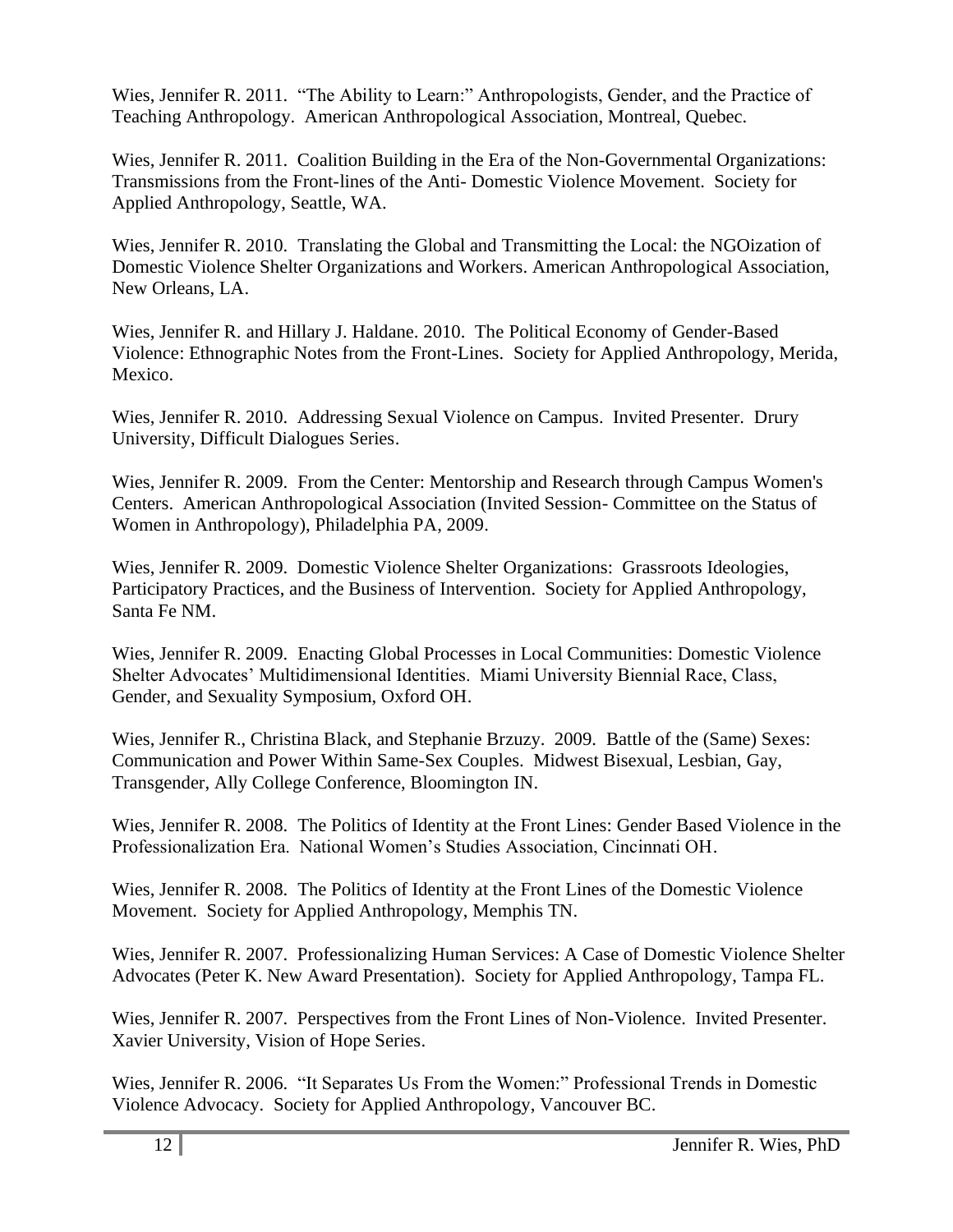Wies, Jennifer R. 2011. "The Ability to Learn:" Anthropologists, Gender, and the Practice of Teaching Anthropology. American Anthropological Association, Montreal, Quebec.

Wies, Jennifer R. 2011. Coalition Building in the Era of the Non-Governmental Organizations: Transmissions from the Front-lines of the Anti- Domestic Violence Movement. Society for Applied Anthropology, Seattle, WA.

Wies, Jennifer R. 2010. Translating the Global and Transmitting the Local: the NGOization of Domestic Violence Shelter Organizations and Workers. American Anthropological Association, New Orleans, LA.

Wies, Jennifer R. and Hillary J. Haldane. 2010. The Political Economy of Gender-Based Violence: Ethnographic Notes from the Front-Lines. Society for Applied Anthropology, Merida, Mexico.

Wies, Jennifer R. 2010. Addressing Sexual Violence on Campus. Invited Presenter. Drury University, Difficult Dialogues Series.

Wies, Jennifer R. 2009. From the Center: Mentorship and Research through Campus Women's Centers. American Anthropological Association (Invited Session- Committee on the Status of Women in Anthropology), Philadelphia PA, 2009.

Wies, Jennifer R. 2009. Domestic Violence Shelter Organizations: Grassroots Ideologies, Participatory Practices, and the Business of Intervention. Society for Applied Anthropology, Santa Fe NM.

Wies, Jennifer R. 2009. Enacting Global Processes in Local Communities: Domestic Violence Shelter Advocates' Multidimensional Identities. Miami University Biennial Race, Class, Gender, and Sexuality Symposium, Oxford OH.

Wies, Jennifer R., Christina Black, and Stephanie Brzuzy. 2009. Battle of the (Same) Sexes: Communication and Power Within Same-Sex Couples. Midwest Bisexual, Lesbian, Gay, Transgender, Ally College Conference, Bloomington IN.

Wies, Jennifer R. 2008. The Politics of Identity at the Front Lines: Gender Based Violence in the Professionalization Era. National Women's Studies Association, Cincinnati OH.

Wies, Jennifer R. 2008. The Politics of Identity at the Front Lines of the Domestic Violence Movement. Society for Applied Anthropology, Memphis TN.

Wies, Jennifer R. 2007. Professionalizing Human Services: A Case of Domestic Violence Shelter Advocates (Peter K. New Award Presentation). Society for Applied Anthropology, Tampa FL.

Wies, Jennifer R. 2007. Perspectives from the Front Lines of Non-Violence. Invited Presenter. Xavier University, Vision of Hope Series.

Wies, Jennifer R. 2006. "It Separates Us From the Women:" Professional Trends in Domestic Violence Advocacy. Society for Applied Anthropology, Vancouver BC.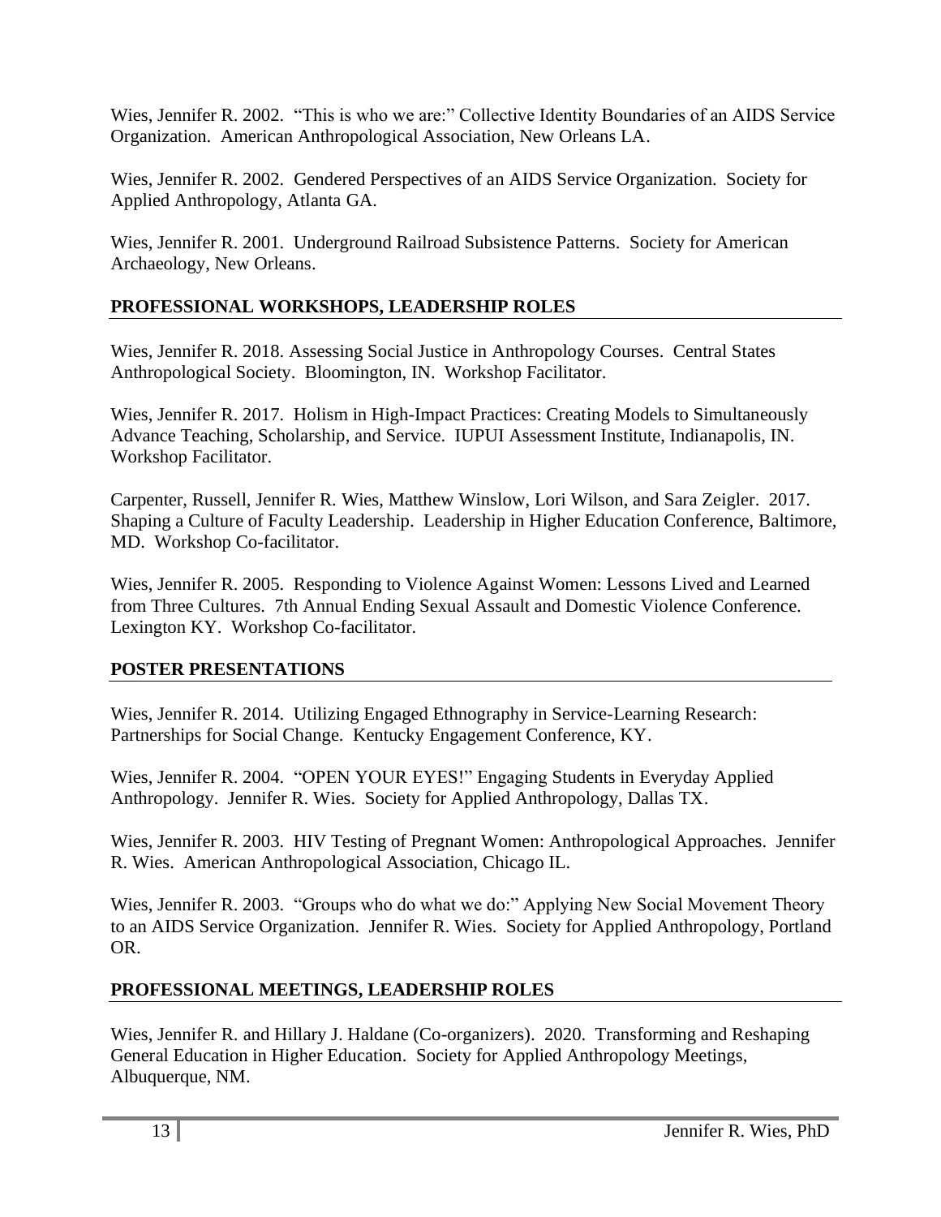Wies, Jennifer R. 2002. "This is who we are:" Collective Identity Boundaries of an AIDS Service Organization. American Anthropological Association, New Orleans LA.

Wies, Jennifer R. 2002. Gendered Perspectives of an AIDS Service Organization. Society for Applied Anthropology, Atlanta GA.

Wies, Jennifer R. 2001. Underground Railroad Subsistence Patterns. Society for American Archaeology, New Orleans.

## PROFESSIONAL WORKSHOPS, LEADERSHIP ROLES

Wies, Jennifer R. 2018. Assessing Social Justice in Anthropology Courses. Central States Anthropological Society. Bloomington, IN. Workshop Facilitator.

Wies, Jennifer R. 2017. Holism in High-Impact Practices: Creating Models to Simultaneously Advance Teaching, Scholarship, and Service. IUPUI Assessment Institute, Indianapolis, IN. Workshop Facilitator.

Carpenter, Russell, Jennifer R. Wies, Matthew Winslow, Lori Wilson, and Sara Zeigler. 2017. Shaping a Culture of Faculty Leadership. Leadership in Higher Education Conference, Baltimore, MD. Workshop Co-facilitator.

Wies, Jennifer R. 2005. Responding to Violence Against Women: Lessons Lived and Learned from Three Cultures. 7th Annual Ending Sexual Assault and Domestic Violence Conference. Lexington KY. Workshop Co-facilitator.

## POSTER PRESENTATIONS

Wies, Jennifer R. 2014. Utilizing Engaged Ethnography in Service-Learning Research: Partnerships for Social Change. Kentucky Engagement Conference, KY.

Wies, Jennifer R. 2004. "OPEN YOUR EYES!" Engaging Students in Everyday Applied Anthropology. Jennifer R. Wies. Society for Applied Anthropology, Dallas TX.

Wies, Jennifer R. 2003. HIV Testing of Pregnant Women: Anthropological Approaches. Jennifer R. Wies. American Anthropological Association, Chicago IL.

Wies, Jennifer R. 2003. "Groups who do what we do:" Applying New Social Movement Theory to an AIDS Service Organization. Jennifer R. Wies. Society for Applied Anthropology, Portland OR.

## PROFESSIONAL MEETINGS, LEADERSHIP ROLES

Wies, Jennifer R. and Hillary J. Haldane (Co-organizers). 2020. Transforming and Reshaping General Education in Higher Education. Society for Applied Anthropology Meetings, Albuquerque, NM.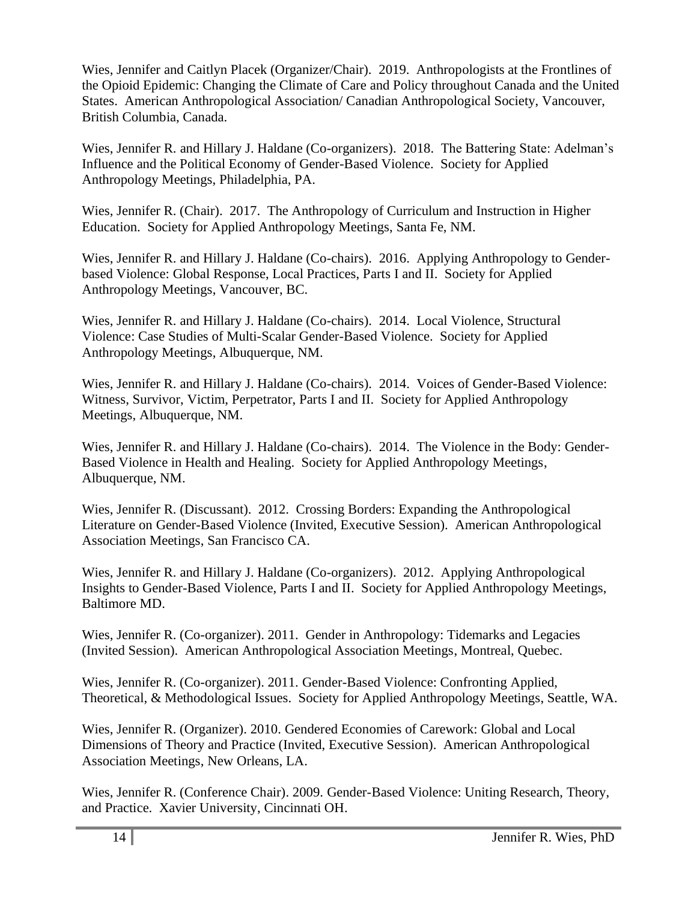Wies, Jennifer and Caitlyn Placek (Organizer/Chair). 2019. Anthropologists at the Frontlines of the Opioid Epidemic: Changing the Climate of Care and Policy throughout Canada and the United States. American Anthropological Association/ Canadian Anthropological Society, Vancouver, British Columbia, Canada.

Wies, Jennifer R. and Hillary J. Haldane (Co-organizers). 2018. The Battering State: Adelman's Influence and the Political Economy of Gender-Based Violence. Society for Applied Anthropology Meetings, Philadelphia, PA.

Wies, Jennifer R. (Chair). 2017. The Anthropology of Curriculum and Instruction in Higher Education. Society for Applied Anthropology Meetings, Santa Fe, NM.

Wies, Jennifer R. and Hillary J. Haldane (Co-chairs). 2016. Applying Anthropology to Gender-based Violence: Global Response, Local Practices, Parts I and II. Society for Applied Anthropology Meetings, Vancouver, BC.

Wies, Jennifer R. and Hillary J. Haldane (Co-chairs). 2014. Local Violence, Structural Violence: Case Studies of Multi-Scalar Gender-Based Violence. Society for Applied Anthropology Meetings, Albuquerque, NM.

Wies, Jennifer R. and Hillary J. Haldane (Co-chairs). 2014. Voices of Gender-Based Violence: Witness, Survivor, Victim, Perpetrator, Parts I and II. Society for Applied Anthropology Meetings, Albuquerque, NM.

Wies, Jennifer R. and Hillary J. Haldane (Co-chairs). 2014. The Violence in the Body: Gender-Based Violence in Health and Healing. Society for Applied Anthropology Meetings, Albuquerque, NM.

Wies, Jennifer R. (Discussant). 2012. Crossing Borders: Expanding the Anthropological Literature on Gender-Based Violence (Invited, Executive Session). American Anthropological Association Meetings, San Francisco CA.

Wies, Jennifer R. and Hillary J. Haldane (Co-organizers). 2012. Applying Anthropological Insights to Gender-Based Violence, Parts I and II. Society for Applied Anthropology Meetings, Baltimore MD.

Wies, Jennifer R. (Co-organizer). 2011. Gender in Anthropology: Tidemarks and Legacies (Invited Session). American Anthropological Association Meetings, Montreal, Quebec.

Wies, Jennifer R. (Co-organizer). 2011. Gender-Based Violence: Confronting Applied, Theoretical, & Methodological Issues. Society for Applied Anthropology Meetings, Seattle, WA.

Wies, Jennifer R. (Organizer). 2010. Gendered Economies of Carework: Global and Local Dimensions of Theory and Practice (Invited, Executive Session). American Anthropological Association Meetings, New Orleans, LA.

Wies, Jennifer R. (Conference Chair). 2009. Gender-Based Violence: Uniting Research, Theory, and Practice. Xavier University, Cincinnati OH.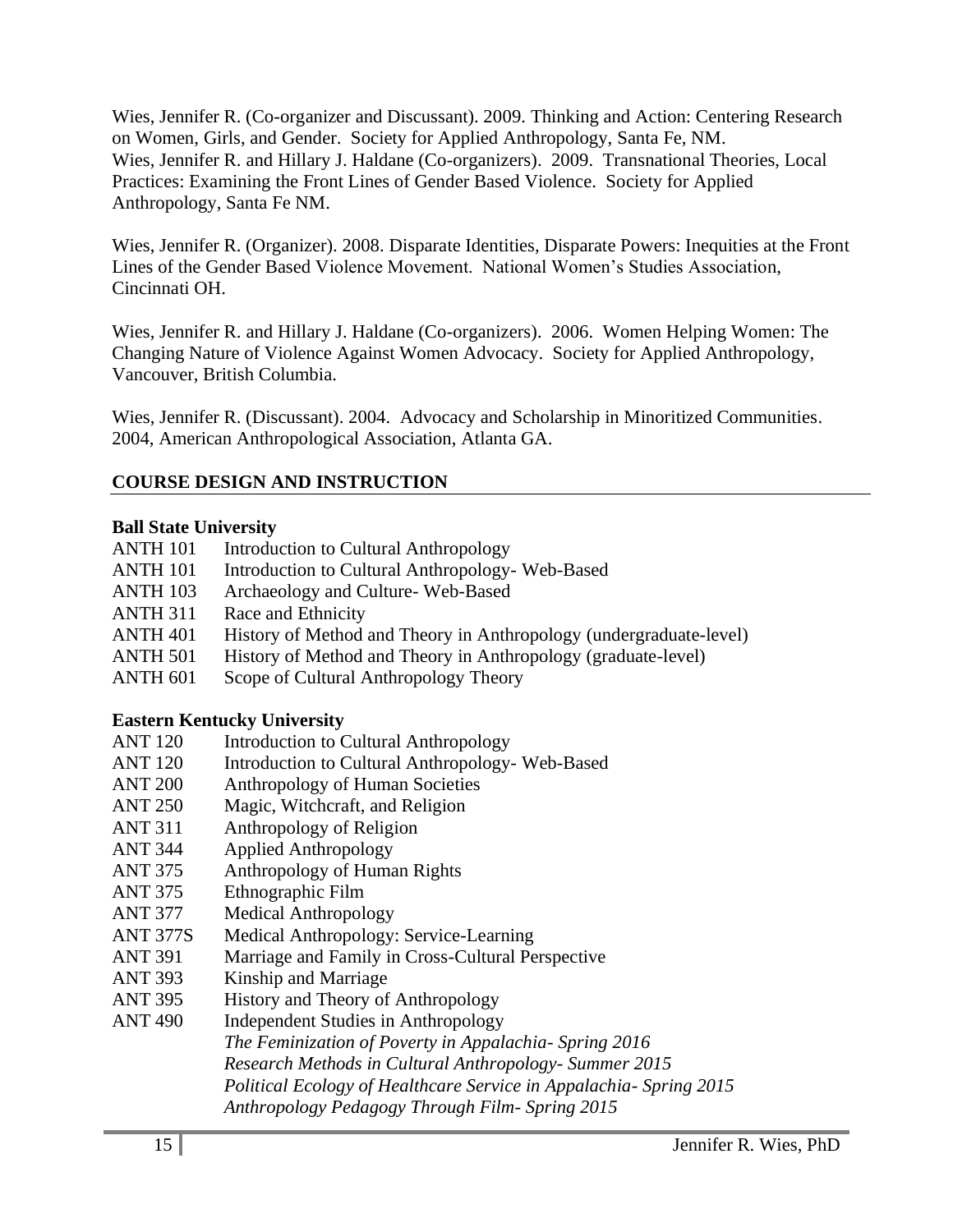Wies, Jennifer R. (Co-organizer and Discussant). 2009. Thinking and Action: Centering Research on Women, Girls, and Gender. Society for Applied Anthropology, Santa Fe, NM.
Wies, Jennifer R. and Hillary J. Haldane (Co-organizers). 2009. Transnational Theories, Local Practices: Examining the Front Lines of Gender Based Violence. Society for Applied Anthropology, Santa Fe NM.

Wies, Jennifer R. (Organizer). 2008. Disparate Identities, Disparate Powers: Inequities at the Front Lines of the Gender Based Violence Movement. National Women's Studies Association, Cincinnati OH.

Wies, Jennifer R. and Hillary J. Haldane (Co-organizers). 2006. Women Helping Women: The Changing Nature of Violence Against Women Advocacy. Society for Applied Anthropology, Vancouver, British Columbia.

Wies, Jennifer R. (Discussant). 2004. Advocacy and Scholarship in Minoritized Communities. 2004, American Anthropological Association, Atlanta GA.

## COURSE DESIGN AND INSTRUCTION

**Ball State University**

ANTH 101 Introduction to Cultural Anthropology
ANTH 101 Introduction to Cultural Anthropology- Web-Based
ANTH 103 Archaeology and Culture- Web-Based
ANTH 311 Race and Ethnicity
ANTH 401 History of Method and Theory in Anthropology (undergraduate-level)
ANTH 501 History of Method and Theory in Anthropology (graduate-level)
ANTH 601 Scope of Cultural Anthropology Theory

**Eastern Kentucky University**

ANT 120 Introduction to Cultural Anthropology
ANT 120 Introduction to Cultural Anthropology- Web-Based
ANT 200 Anthropology of Human Societies
ANT 250 Magic, Witchcraft, and Religion
ANT 311 Anthropology of Religion
ANT 344 Applied Anthropology
ANT 375 Anthropology of Human Rights
ANT 375 Ethnographic Film
ANT 377 Medical Anthropology
ANT 377S Medical Anthropology: Service-Learning
ANT 391 Marriage and Family in Cross-Cultural Perspective
ANT 393 Kinship and Marriage
ANT 395 History and Theory of Anthropology
ANT 490 Independent Studies in Anthropology
*The Feminization of Poverty in Appalachia- Spring 2016*
*Research Methods in Cultural Anthropology- Summer 2015*
*Political Ecology of Healthcare Service in Appalachia- Spring 2015*
*Anthropology Pedagogy Through Film- Spring 2015*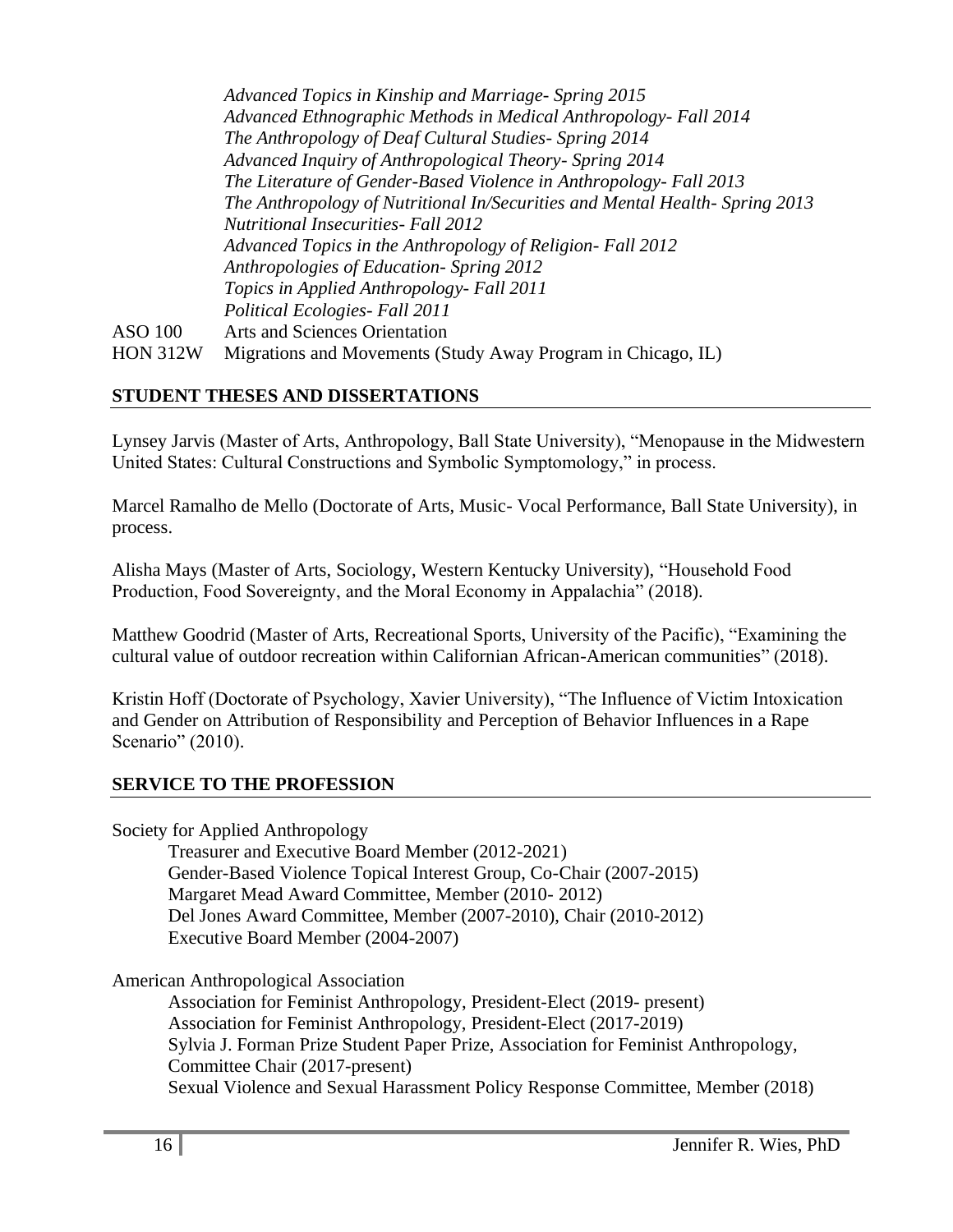*Advanced Topics in Kinship and Marriage- Spring 2015*
*Advanced Ethnographic Methods in Medical Anthropology- Fall 2014*
*The Anthropology of Deaf Cultural Studies- Spring 2014*
*Advanced Inquiry of Anthropological Theory- Spring 2014*
*The Literature of Gender-Based Violence in Anthropology- Fall 2013*
*The Anthropology of Nutritional In/Securities and Mental Health- Spring 2013*
*Nutritional Insecurities- Fall 2012*
*Advanced Topics in the Anthropology of Religion- Fall 2012*
*Anthropologies of Education- Spring 2012*
*Topics in Applied Anthropology- Fall 2011*
*Political Ecologies- Fall 2011*

ASO 100 Arts and Sciences Orientation
HON 312W Migrations and Movements (Study Away Program in Chicago, IL)

## STUDENT THESES AND DISSERTATIONS

Lynsey Jarvis (Master of Arts, Anthropology, Ball State University), "Menopause in the Midwestern United States: Cultural Constructions and Symbolic Symptomology," in process.

Marcel Ramalho de Mello (Doctorate of Arts, Music- Vocal Performance, Ball State University), in process.

Alisha Mays (Master of Arts, Sociology, Western Kentucky University), "Household Food Production, Food Sovereignty, and the Moral Economy in Appalachia" (2018).

Matthew Goodrid (Master of Arts, Recreational Sports, University of the Pacific), "Examining the cultural value of outdoor recreation within Californian African-American communities" (2018).

Kristin Hoff (Doctorate of Psychology, Xavier University), "The Influence of Victim Intoxication and Gender on Attribution of Responsibility and Perception of Behavior Influences in a Rape Scenario" (2010).

## SERVICE TO THE PROFESSION

Society for Applied Anthropology
- Treasurer and Executive Board Member (2012-2021)
- Gender-Based Violence Topical Interest Group, Co-Chair (2007-2015)
- Margaret Mead Award Committee, Member (2010- 2012)
- Del Jones Award Committee, Member (2007-2010), Chair (2010-2012)
- Executive Board Member (2004-2007)

American Anthropological Association
- Association for Feminist Anthropology, President-Elect (2019- present)
- Association for Feminist Anthropology, President-Elect (2017-2019)
- Sylvia J. Forman Prize Student Paper Prize, Association for Feminist Anthropology, Committee Chair (2017-present)
- Sexual Violence and Sexual Harassment Policy Response Committee, Member (2018)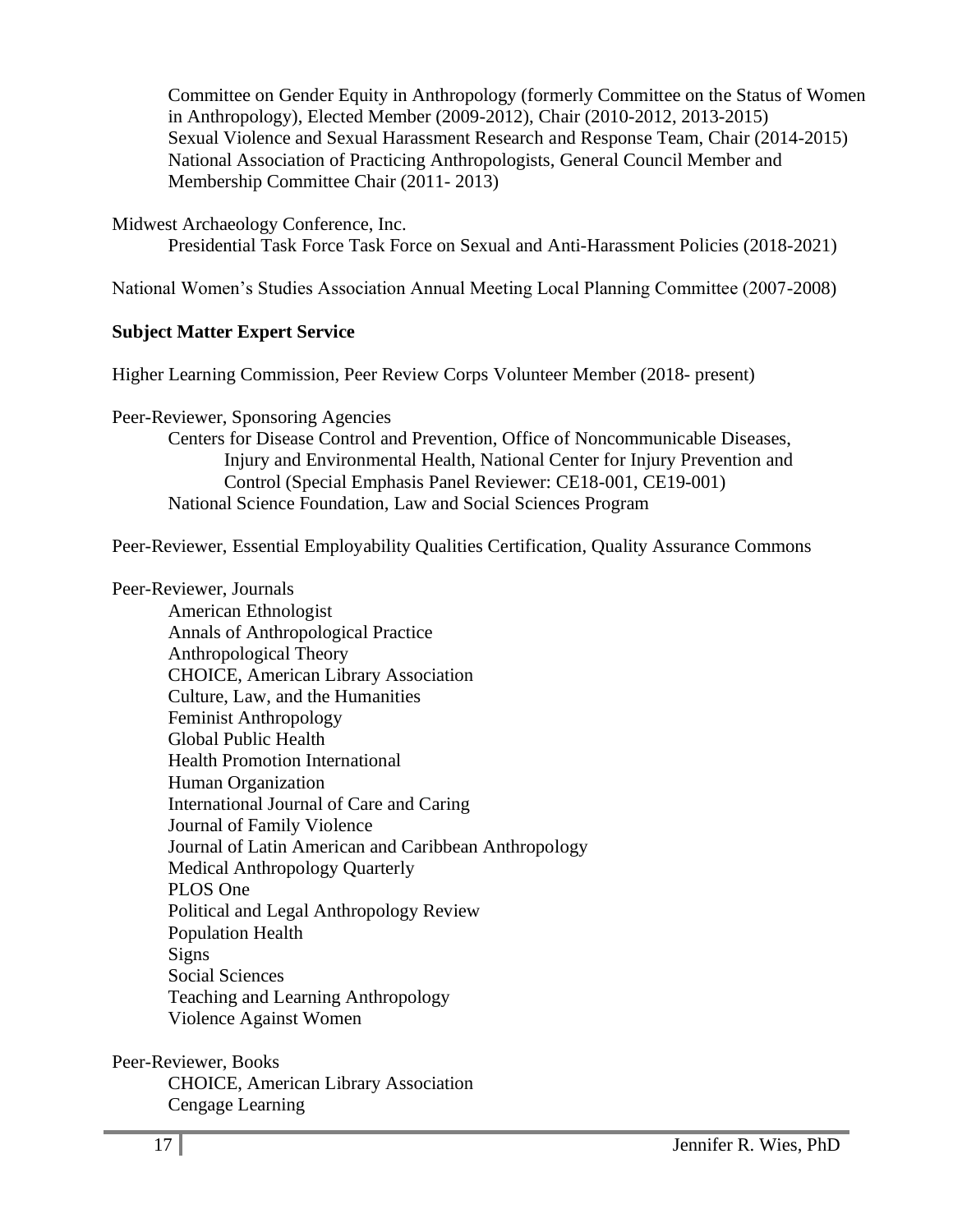Committee on Gender Equity in Anthropology (formerly Committee on the Status of Women in Anthropology), Elected Member (2009-2012), Chair (2010-2012, 2013-2015)
Sexual Violence and Sexual Harassment Research and Response Team, Chair (2014-2015)
National Association of Practicing Anthropologists, General Council Member and Membership Committee Chair (2011- 2013)

Midwest Archaeology Conference, Inc.
Presidential Task Force Task Force on Sexual and Anti-Harassment Policies (2018-2021)

National Women's Studies Association Annual Meeting Local Planning Committee (2007-2008)

**Subject Matter Expert Service**

Higher Learning Commission, Peer Review Corps Volunteer Member (2018- present)

Peer-Reviewer, Sponsoring Agencies
- Centers for Disease Control and Prevention, Office of Noncommunicable Diseases, Injury and Environmental Health, National Center for Injury Prevention and Control (Special Emphasis Panel Reviewer: CE18-001, CE19-001)
- National Science Foundation, Law and Social Sciences Program

Peer-Reviewer, Essential Employability Qualities Certification, Quality Assurance Commons

Peer-Reviewer, Journals
- American Ethnologist
- Annals of Anthropological Practice
- Anthropological Theory
- CHOICE, American Library Association
- Culture, Law, and the Humanities
- Feminist Anthropology
- Global Public Health
- Health Promotion International
- Human Organization
- International Journal of Care and Caring
- Journal of Family Violence
- Journal of Latin American and Caribbean Anthropology
- Medical Anthropology Quarterly
- PLOS One
- Political and Legal Anthropology Review
- Population Health
- Signs
- Social Sciences
- Teaching and Learning Anthropology
- Violence Against Women

Peer-Reviewer, Books
- CHOICE, American Library Association
- Cengage Learning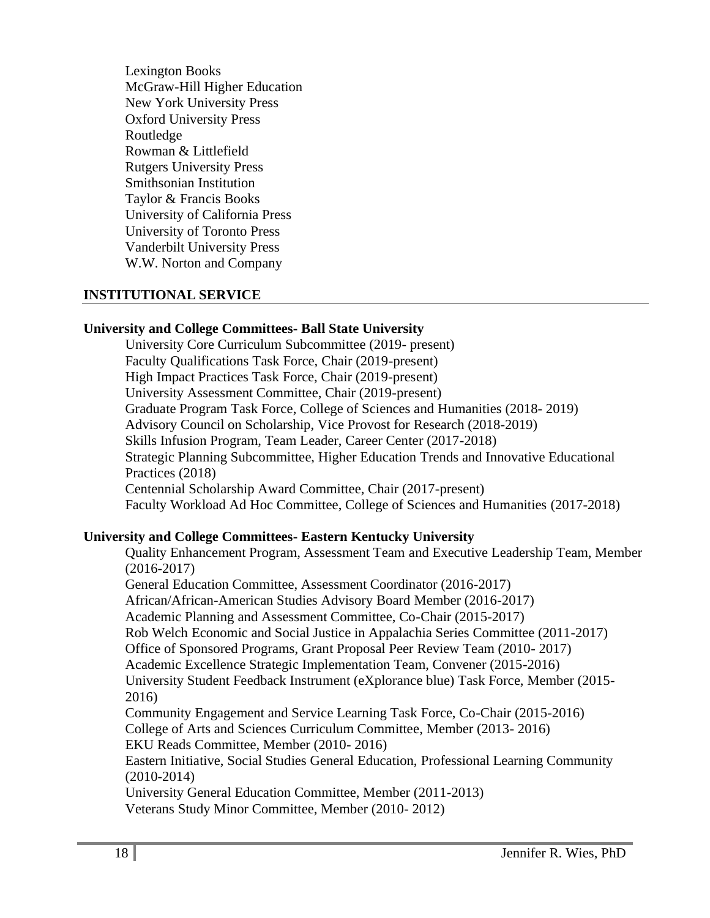Lexington Books
McGraw-Hill Higher Education
New York University Press
Oxford University Press
Routledge
Rowman & Littlefield
Rutgers University Press
Smithsonian Institution
Taylor & Francis Books
University of California Press
University of Toronto Press
Vanderbilt University Press
W.W. Norton and Company

## INSTITUTIONAL SERVICE

**University and College Committees- Ball State University**

University Core Curriculum Subcommittee (2019- present)
Faculty Qualifications Task Force, Chair (2019-present)
High Impact Practices Task Force, Chair (2019-present)
University Assessment Committee, Chair (2019-present)
Graduate Program Task Force, College of Sciences and Humanities (2018- 2019)
Advisory Council on Scholarship, Vice Provost for Research (2018-2019)
Skills Infusion Program, Team Leader, Career Center (2017-2018)
Strategic Planning Subcommittee, Higher Education Trends and Innovative Educational Practices (2018)
Centennial Scholarship Award Committee, Chair (2017-present)
Faculty Workload Ad Hoc Committee, College of Sciences and Humanities (2017-2018)

**University and College Committees- Eastern Kentucky University**

Quality Enhancement Program, Assessment Team and Executive Leadership Team, Member (2016-2017)
General Education Committee, Assessment Coordinator (2016-2017)
African/African-American Studies Advisory Board Member (2016-2017)
Academic Planning and Assessment Committee, Co-Chair (2015-2017)
Rob Welch Economic and Social Justice in Appalachia Series Committee (2011-2017)
Office of Sponsored Programs, Grant Proposal Peer Review Team (2010- 2017)
Academic Excellence Strategic Implementation Team, Convener (2015-2016)
University Student Feedback Instrument (eXplorance blue) Task Force, Member (2015-2016)
Community Engagement and Service Learning Task Force, Co-Chair (2015-2016)
College of Arts and Sciences Curriculum Committee, Member (2013- 2016)
EKU Reads Committee, Member (2010- 2016)
Eastern Initiative, Social Studies General Education, Professional Learning Community (2010-2014)
University General Education Committee, Member (2011-2013)
Veterans Study Minor Committee, Member (2010- 2012)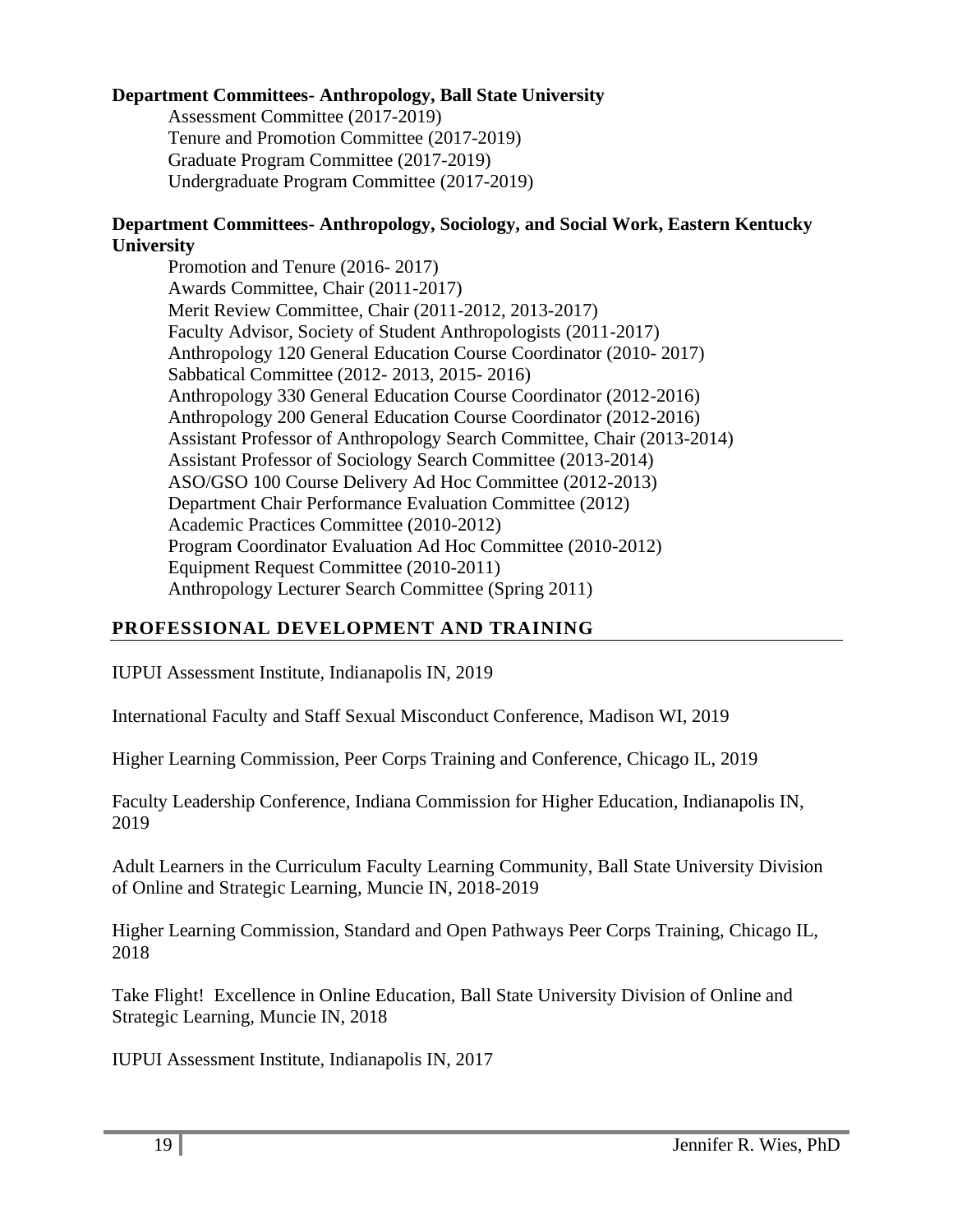**Department Committees- Anthropology, Ball State University**

Assessment Committee (2017-2019)
Tenure and Promotion Committee (2017-2019)
Graduate Program Committee (2017-2019)
Undergraduate Program Committee (2017-2019)

**Department Committees- Anthropology, Sociology, and Social Work, Eastern Kentucky University**

Promotion and Tenure (2016- 2017)
Awards Committee, Chair (2011-2017)
Merit Review Committee, Chair (2011-2012, 2013-2017)
Faculty Advisor, Society of Student Anthropologists (2011-2017)
Anthropology 120 General Education Course Coordinator (2010- 2017)
Sabbatical Committee (2012- 2013, 2015- 2016)
Anthropology 330 General Education Course Coordinator (2012-2016)
Anthropology 200 General Education Course Coordinator (2012-2016)
Assistant Professor of Anthropology Search Committee, Chair (2013-2014)
Assistant Professor of Sociology Search Committee (2013-2014)
ASO/GSO 100 Course Delivery Ad Hoc Committee (2012-2013)
Department Chair Performance Evaluation Committee (2012)
Academic Practices Committee (2010-2012)
Program Coordinator Evaluation Ad Hoc Committee (2010-2012)
Equipment Request Committee (2010-2011)
Anthropology Lecturer Search Committee (Spring 2011)

## PROFESSIONAL DEVELOPMENT AND TRAINING

IUPUI Assessment Institute, Indianapolis IN, 2019

International Faculty and Staff Sexual Misconduct Conference, Madison WI, 2019

Higher Learning Commission, Peer Corps Training and Conference, Chicago IL, 2019

Faculty Leadership Conference, Indiana Commission for Higher Education, Indianapolis IN, 2019

Adult Learners in the Curriculum Faculty Learning Community, Ball State University Division of Online and Strategic Learning, Muncie IN, 2018-2019

Higher Learning Commission, Standard and Open Pathways Peer Corps Training, Chicago IL, 2018

Take Flight! Excellence in Online Education, Ball State University Division of Online and Strategic Learning, Muncie IN, 2018

IUPUI Assessment Institute, Indianapolis IN, 2017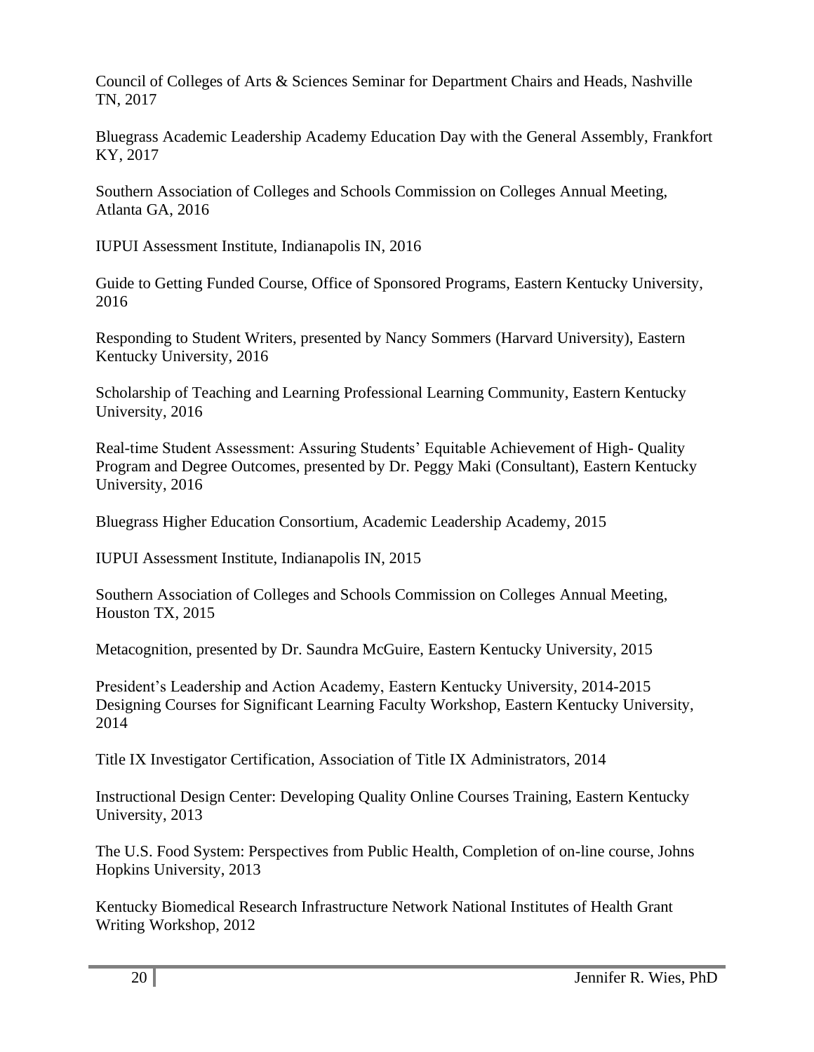Council of Colleges of Arts & Sciences Seminar for Department Chairs and Heads, Nashville TN, 2017

Bluegrass Academic Leadership Academy Education Day with the General Assembly, Frankfort KY, 2017

Southern Association of Colleges and Schools Commission on Colleges Annual Meeting, Atlanta GA, 2016

IUPUI Assessment Institute, Indianapolis IN, 2016

Guide to Getting Funded Course, Office of Sponsored Programs, Eastern Kentucky University, 2016

Responding to Student Writers, presented by Nancy Sommers (Harvard University), Eastern Kentucky University, 2016

Scholarship of Teaching and Learning Professional Learning Community, Eastern Kentucky University, 2016

Real-time Student Assessment: Assuring Students' Equitable Achievement of High- Quality Program and Degree Outcomes, presented by Dr. Peggy Maki (Consultant), Eastern Kentucky University, 2016

Bluegrass Higher Education Consortium, Academic Leadership Academy, 2015

IUPUI Assessment Institute, Indianapolis IN, 2015

Southern Association of Colleges and Schools Commission on Colleges Annual Meeting, Houston TX, 2015

Metacognition, presented by Dr. Saundra McGuire, Eastern Kentucky University, 2015

President's Leadership and Action Academy, Eastern Kentucky University, 2014-2015
Designing Courses for Significant Learning Faculty Workshop, Eastern Kentucky University, 2014

Title IX Investigator Certification, Association of Title IX Administrators, 2014

Instructional Design Center: Developing Quality Online Courses Training, Eastern Kentucky University, 2013

The U.S. Food System: Perspectives from Public Health, Completion of on-line course, Johns Hopkins University, 2013

Kentucky Biomedical Research Infrastructure Network National Institutes of Health Grant Writing Workshop, 2012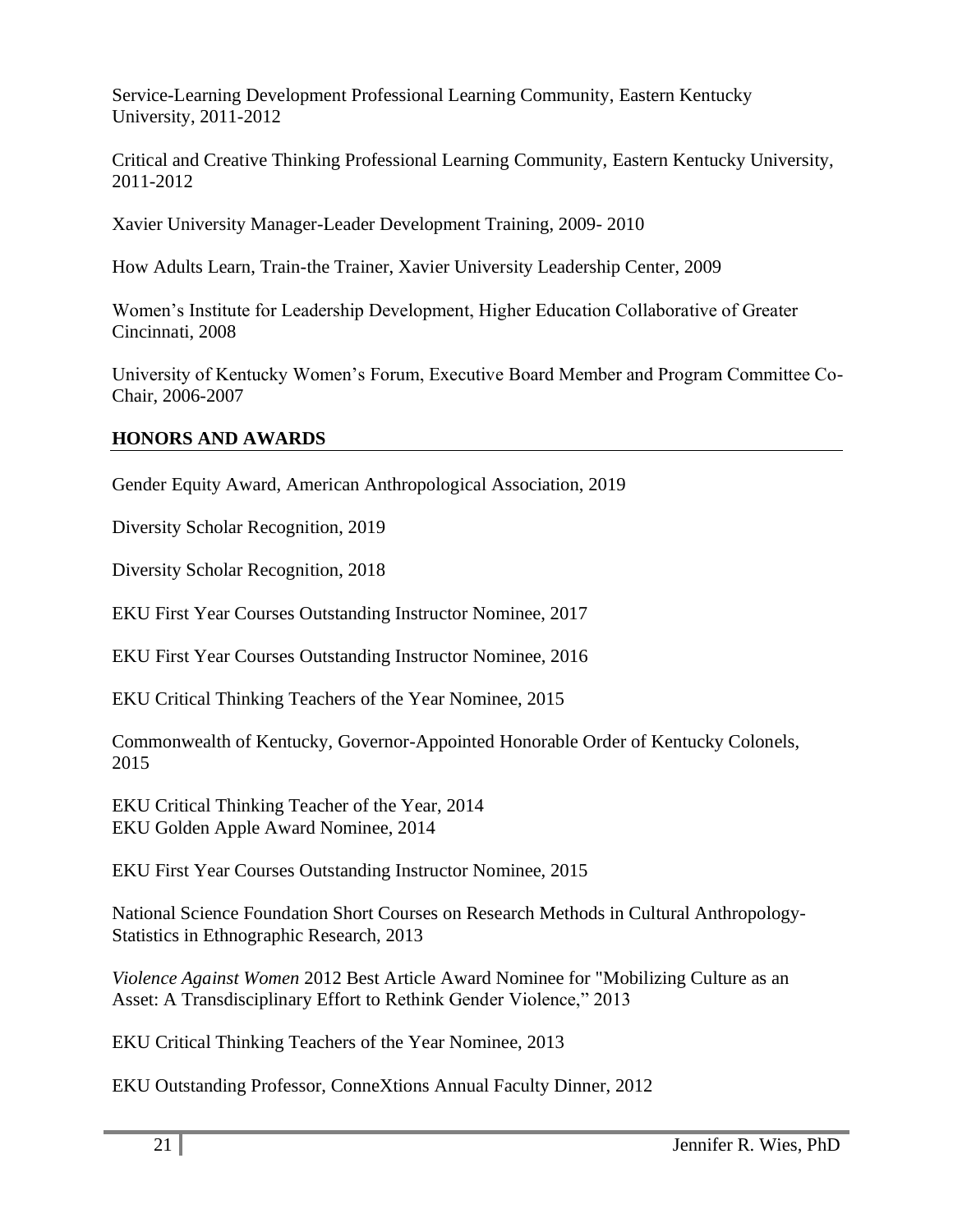Service-Learning Development Professional Learning Community, Eastern Kentucky University, 2011-2012

Critical and Creative Thinking Professional Learning Community, Eastern Kentucky University, 2011-2012

Xavier University Manager-Leader Development Training, 2009- 2010

How Adults Learn, Train-the Trainer, Xavier University Leadership Center, 2009

Women's Institute for Leadership Development, Higher Education Collaborative of Greater Cincinnati, 2008

University of Kentucky Women's Forum, Executive Board Member and Program Committee Co-Chair, 2006-2007

## HONORS AND AWARDS

Gender Equity Award, American Anthropological Association, 2019

Diversity Scholar Recognition, 2019

Diversity Scholar Recognition, 2018

EKU First Year Courses Outstanding Instructor Nominee, 2017

EKU First Year Courses Outstanding Instructor Nominee, 2016

EKU Critical Thinking Teachers of the Year Nominee, 2015

Commonwealth of Kentucky, Governor-Appointed Honorable Order of Kentucky Colonels, 2015

EKU Critical Thinking Teacher of the Year, 2014
EKU Golden Apple Award Nominee, 2014

EKU First Year Courses Outstanding Instructor Nominee, 2015

National Science Foundation Short Courses on Research Methods in Cultural Anthropology-Statistics in Ethnographic Research, 2013

*Violence Against Women* 2012 Best Article Award Nominee for "Mobilizing Culture as an Asset: A Transdisciplinary Effort to Rethink Gender Violence," 2013

EKU Critical Thinking Teachers of the Year Nominee, 2013

EKU Outstanding Professor, ConneXtions Annual Faculty Dinner, 2012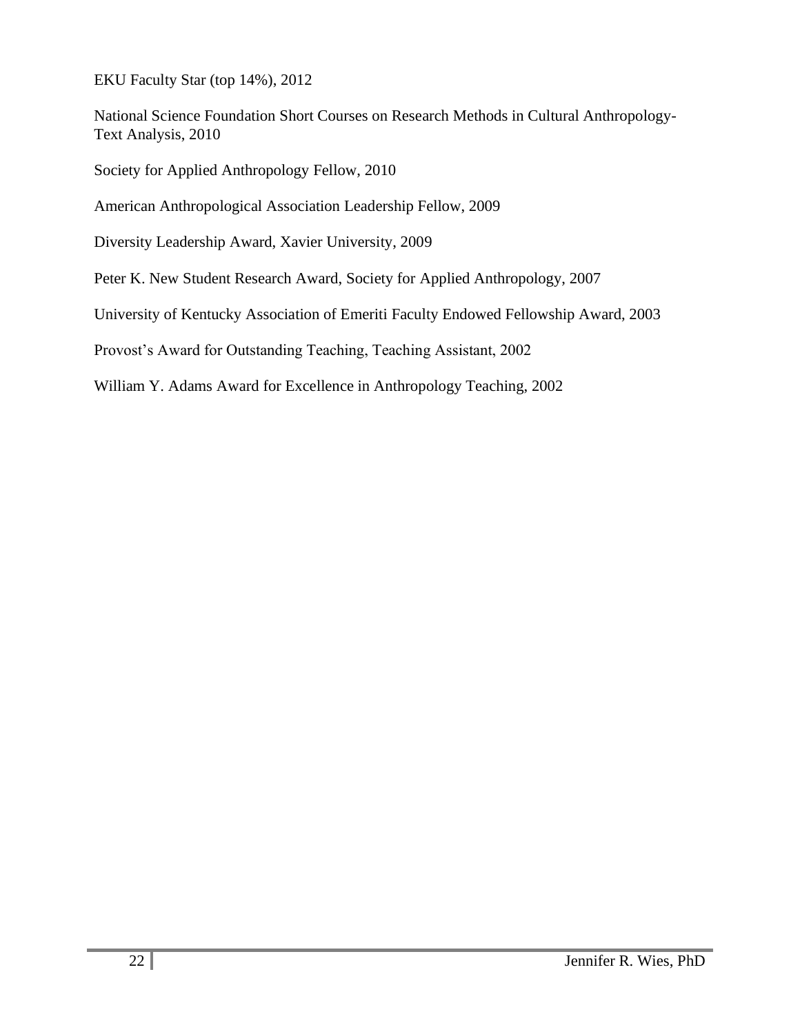EKU Faculty Star (top 14%), 2012

National Science Foundation Short Courses on Research Methods in Cultural Anthropology-Text Analysis, 2010

Society for Applied Anthropology Fellow, 2010

American Anthropological Association Leadership Fellow, 2009

Diversity Leadership Award, Xavier University, 2009

Peter K. New Student Research Award, Society for Applied Anthropology, 2007

University of Kentucky Association of Emeriti Faculty Endowed Fellowship Award, 2003

Provost's Award for Outstanding Teaching, Teaching Assistant, 2002

William Y. Adams Award for Excellence in Anthropology Teaching, 2002